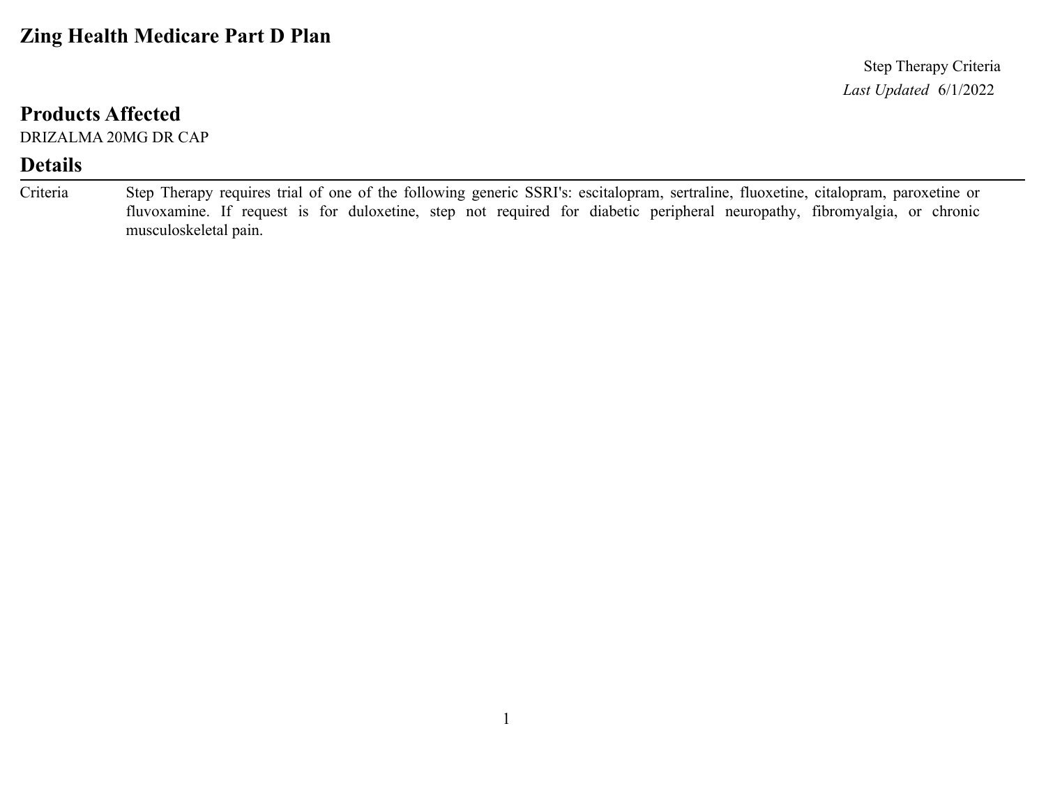# Zing Health Medicare Part D Plan

Step Therapy Criteria

*Last Updated* 6/1/2022

## Products Affected

DRIZALMA 20MG DR CAP

## Details

| | |
|---|---|
| Criteria | Step Therapy requires trial of one of the following generic SSRI's: escitalopram, sertraline, fluoxetine, citalopram, paroxetine or fluvoxamine. If request is for duloxetine, step not required for diabetic peripheral neuropathy, fibromyalgia, or chronic musculoskeletal pain. |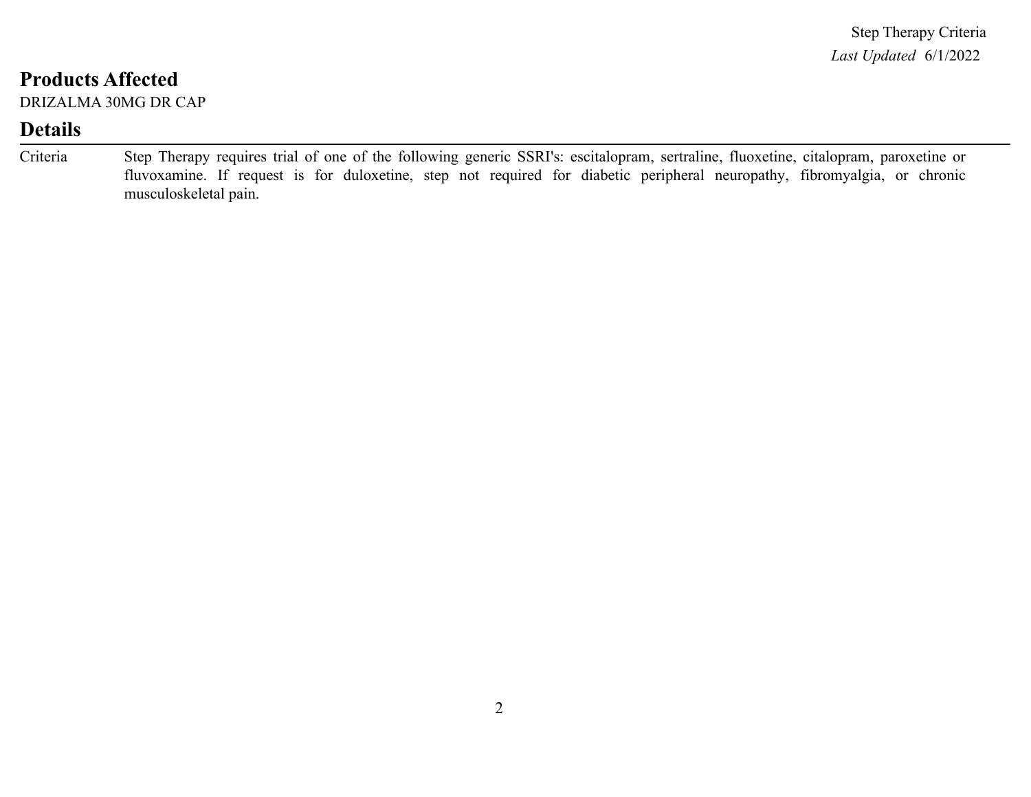Step Therapy Criteria

*Last Updated* 6/1/2022

## Products Affected

DRIZALMA 30MG DR CAP

## Details

| Criteria | Step Therapy requires trial of one of the following generic SSRI's: escitalopram, sertraline, fluoxetine, citalopram, paroxetine or fluvoxamine. If request is for duloxetine, step not required for diabetic peripheral neuropathy, fibromyalgia, or chronic musculoskeletal pain. |
|---|---|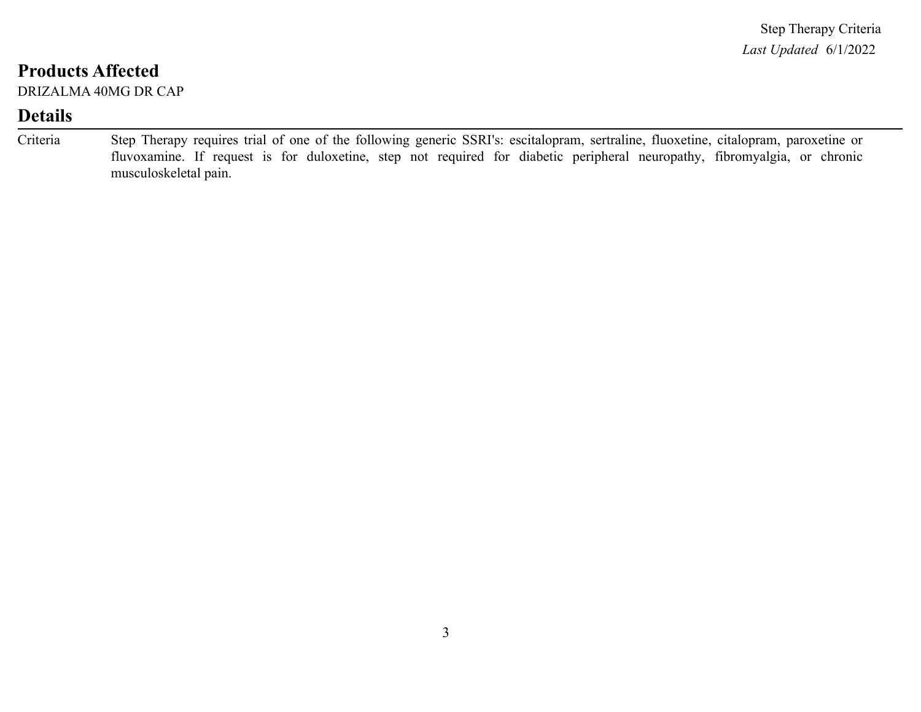## Products Affected

DRIZALMA 40MG DR CAP

## Details

| Criteria | Step Therapy requires trial of one of the following generic SSRI's: escitalopram, sertraline, fluoxetine, citalopram, paroxetine or fluvoxamine. If request is for duloxetine, step not required for diabetic peripheral neuropathy, fibromyalgia, or chronic musculoskeletal pain. |
|---|---|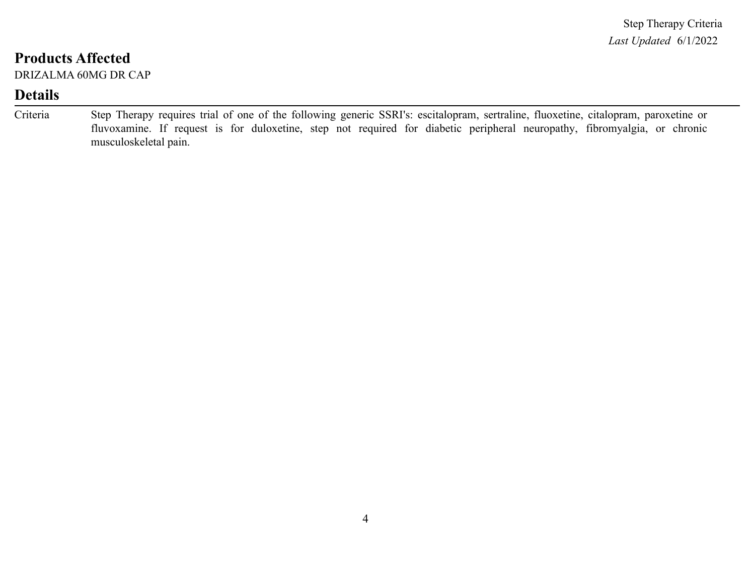## Products Affected

DRIZALMA 60MG DR CAP

## Details

| Criteria | Step Therapy requires trial of one of the following generic SSRI's: escitalopram, sertraline, fluoxetine, citalopram, paroxetine or fluvoxamine. If request is for duloxetine, step not required for diabetic peripheral neuropathy, fibromyalgia, or chronic musculoskeletal pain. |
|---|---|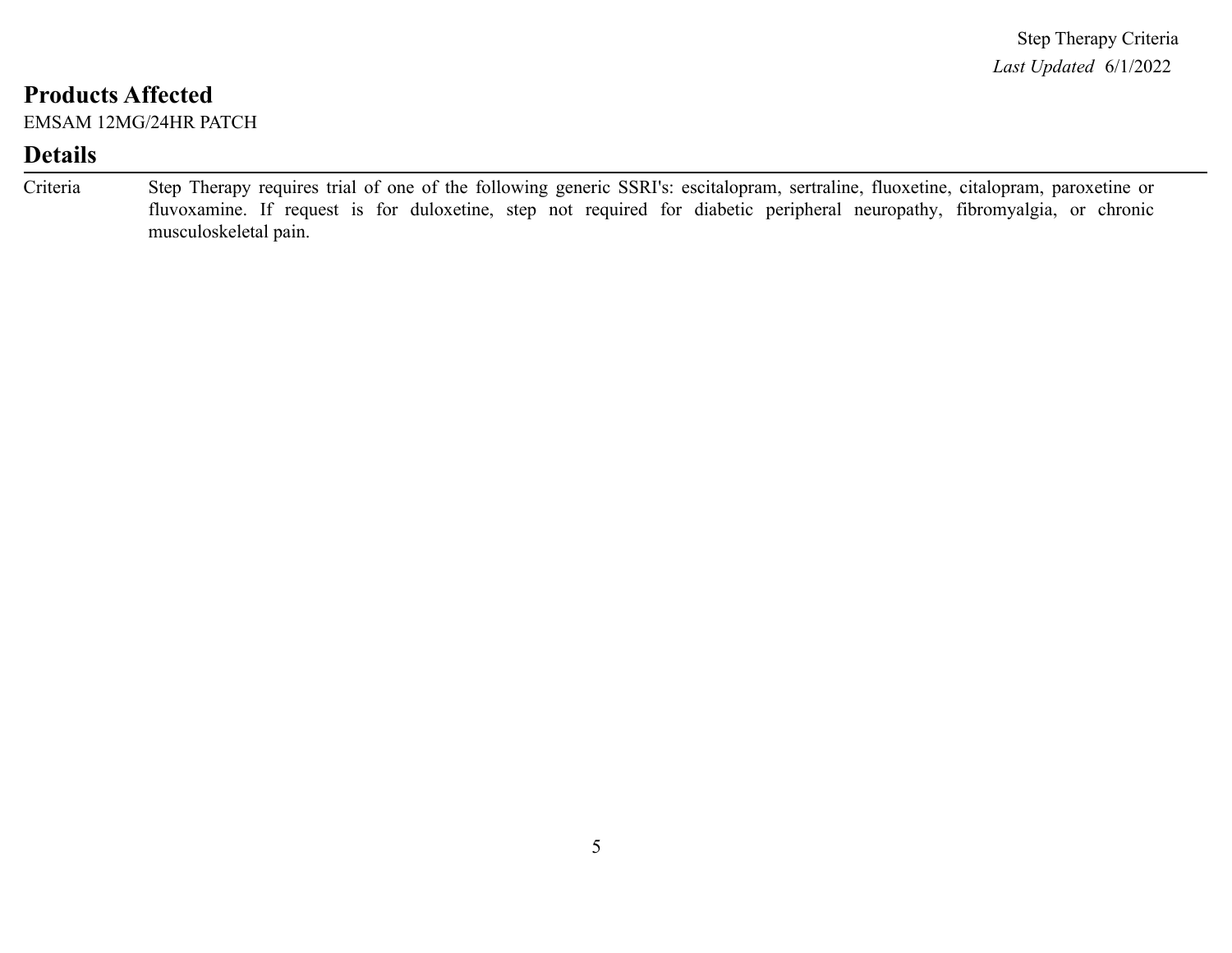Step Therapy Criteria

*Last Updated* 6/1/2022

## Products Affected

EMSAM 12MG/24HR PATCH

## Details

| | |
|---|---|
| Criteria | Step Therapy requires trial of one of the following generic SSRI's: escitalopram, sertraline, fluoxetine, citalopram, paroxetine or fluvoxamine. If request is for duloxetine, step not required for diabetic peripheral neuropathy, fibromyalgia, or chronic musculoskeletal pain. |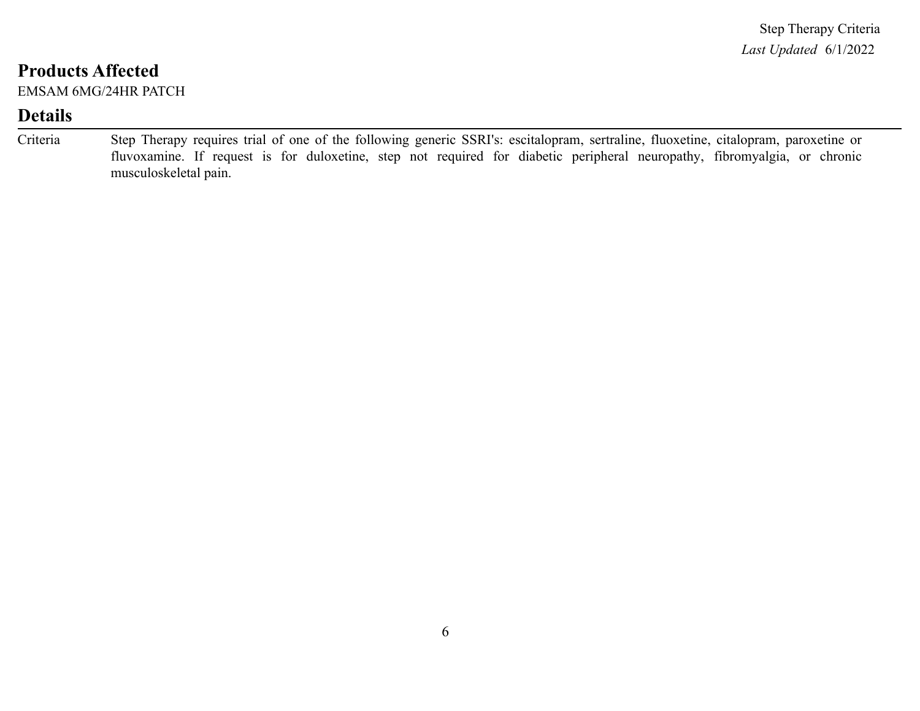## Products Affected

EMSAM 6MG/24HR PATCH

## Details

| | |
|---|---|
| Criteria | Step Therapy requires trial of one of the following generic SSRI's: escitalopram, sertraline, fluoxetine, citalopram, paroxetine or fluvoxamine. If request is for duloxetine, step not required for diabetic peripheral neuropathy, fibromyalgia, or chronic musculoskeletal pain. |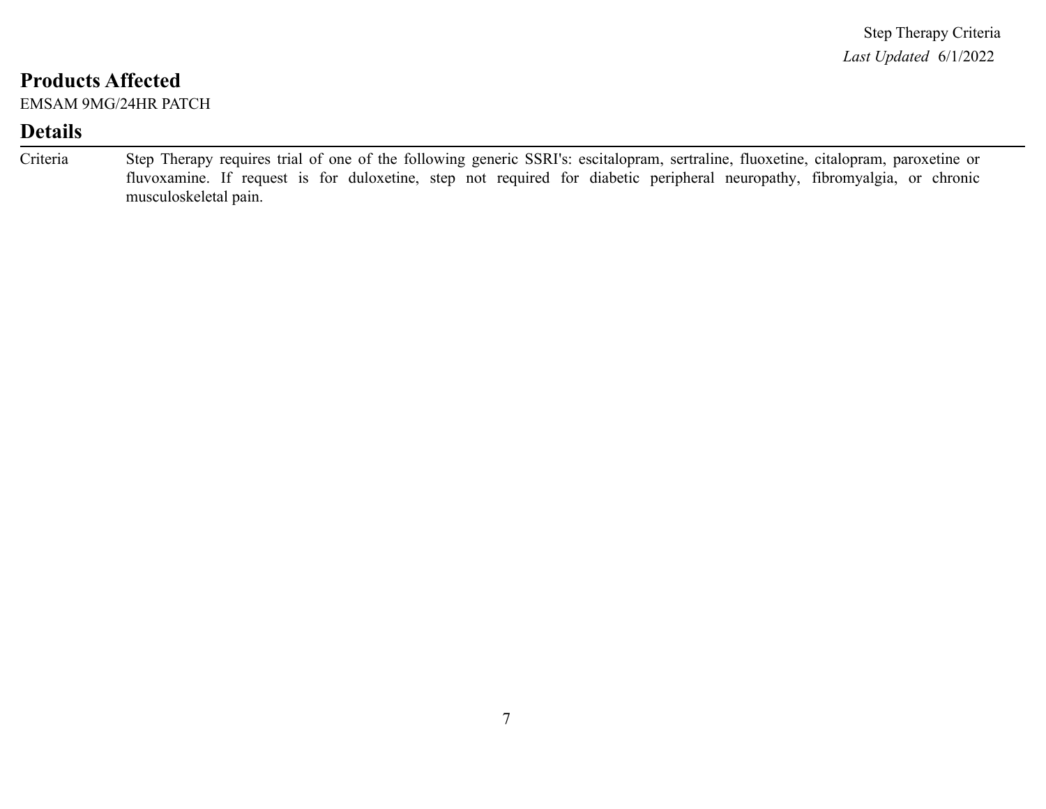Step Therapy Criteria

*Last Updated* 6/1/2022

## Products Affected

EMSAM 9MG/24HR PATCH

## Details

| | |
|---|---|
| Criteria | Step Therapy requires trial of one of the following generic SSRI's: escitalopram, sertraline, fluoxetine, citalopram, paroxetine or fluvoxamine. If request is for duloxetine, step not required for diabetic peripheral neuropathy, fibromyalgia, or chronic musculoskeletal pain. |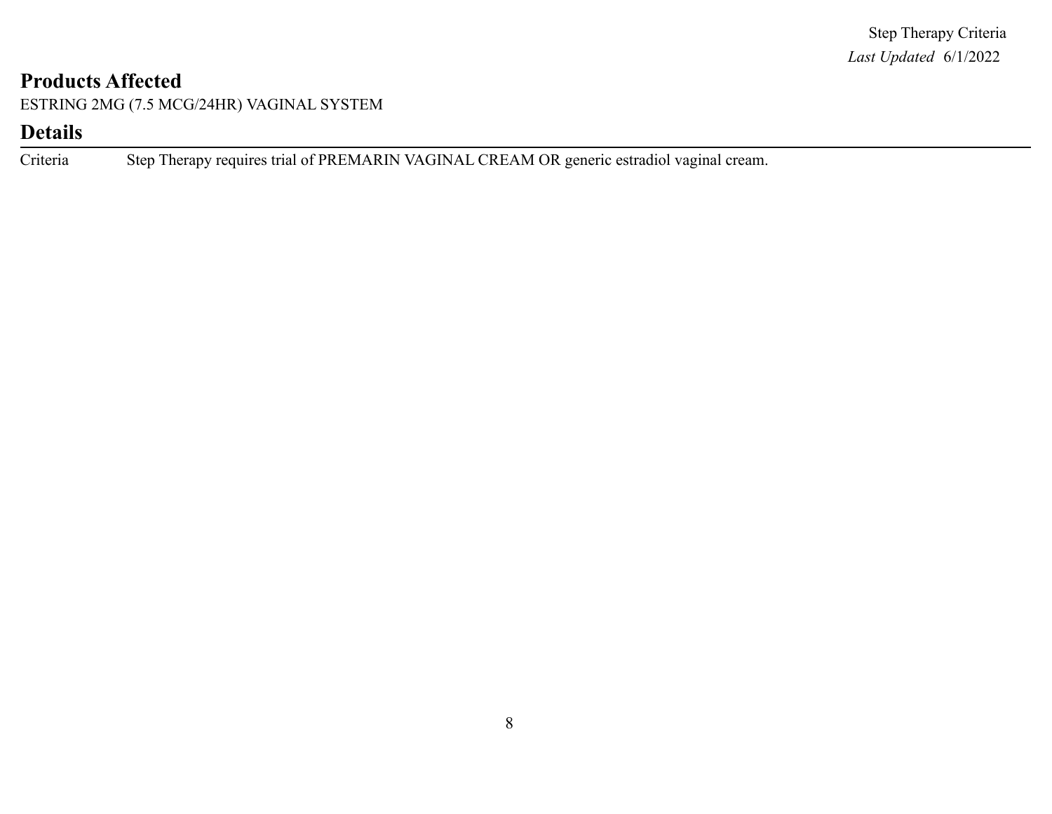Step Therapy Criteria
*Last Updated* 6/1/2022

## Products Affected

ESTRING 2MG (7.5 MCG/24HR) VAGINAL SYSTEM

## Details

| | |
|---|---|
| Criteria | Step Therapy requires trial of PREMARIN VAGINAL CREAM OR generic estradiol vaginal cream. |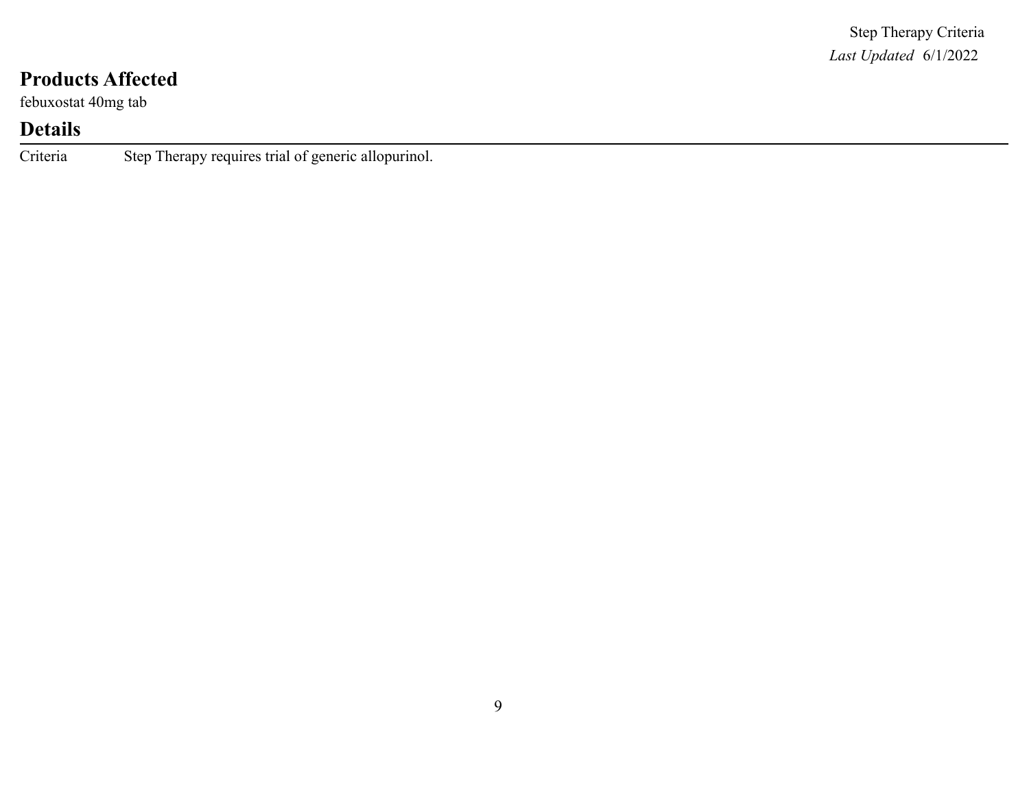## Products Affected

febuxostat 40mg tab

## Details

| Criteria | Step Therapy requires trial of generic allopurinol. |
|---|---|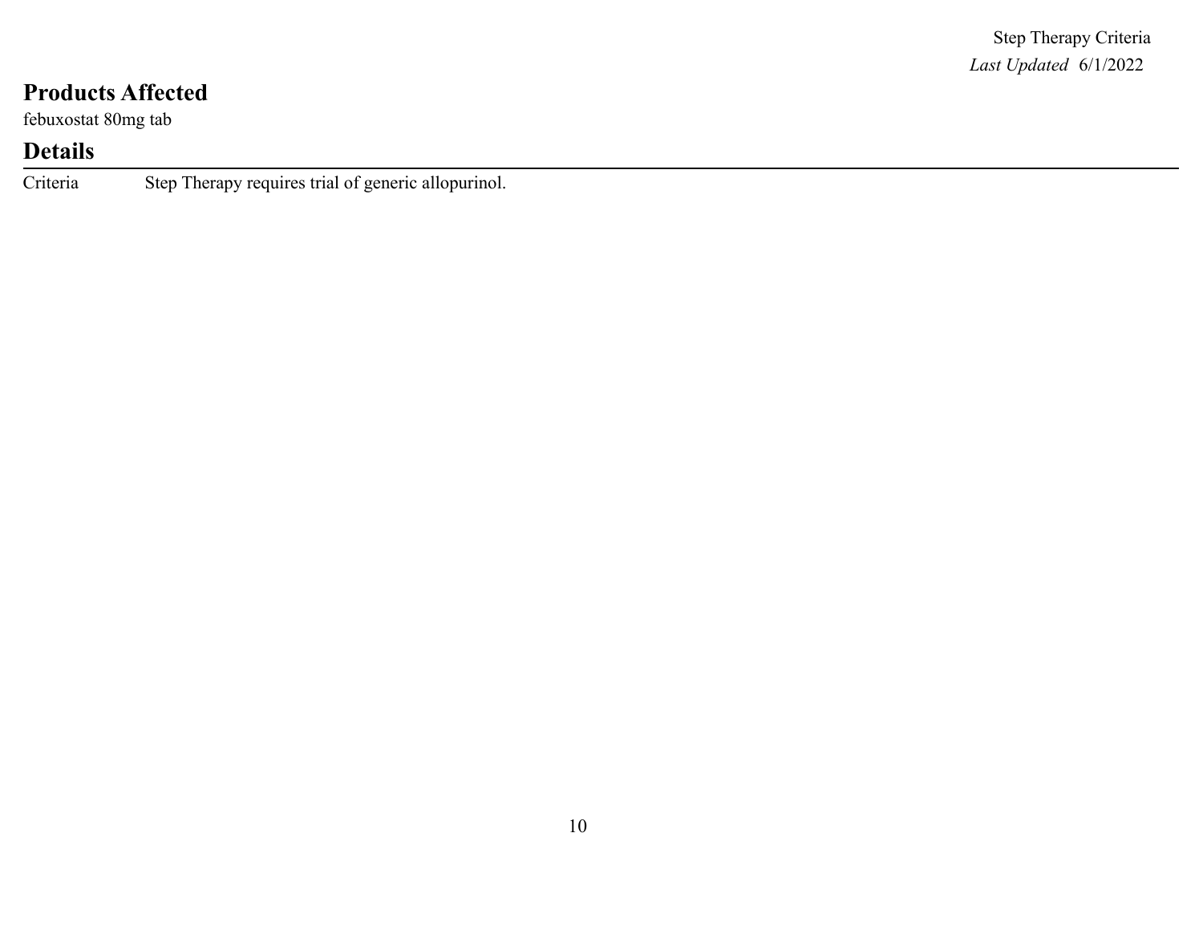## Products Affected

febuxostat 80mg tab

## Details

| Criteria | Step Therapy requires trial of generic allopurinol. |
|---|---|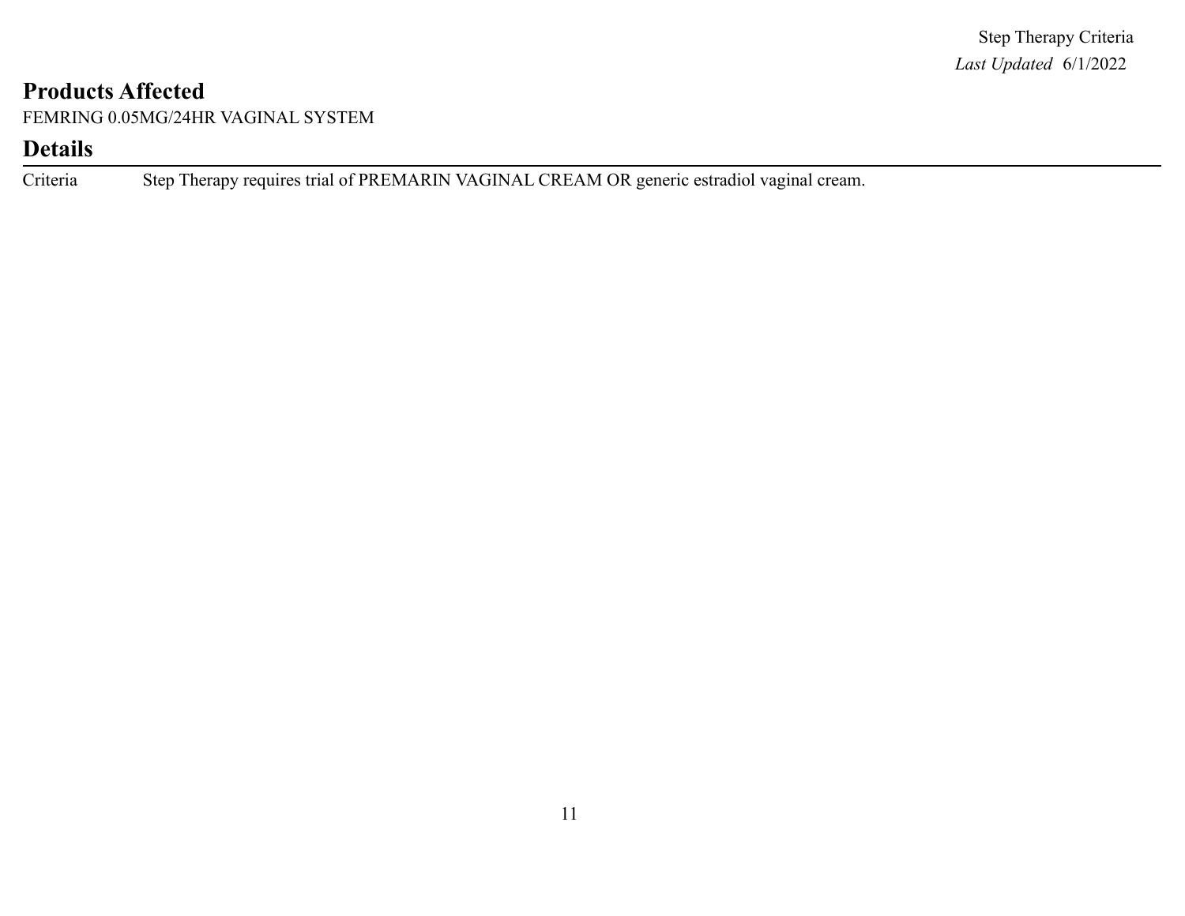Step Therapy Criteria
*Last Updated* 6/1/2022

## Products Affected

FEMRING 0.05MG/24HR VAGINAL SYSTEM

## Details

| Criteria | Step Therapy requires trial of PREMARIN VAGINAL CREAM OR generic estradiol vaginal cream. |
|---|---|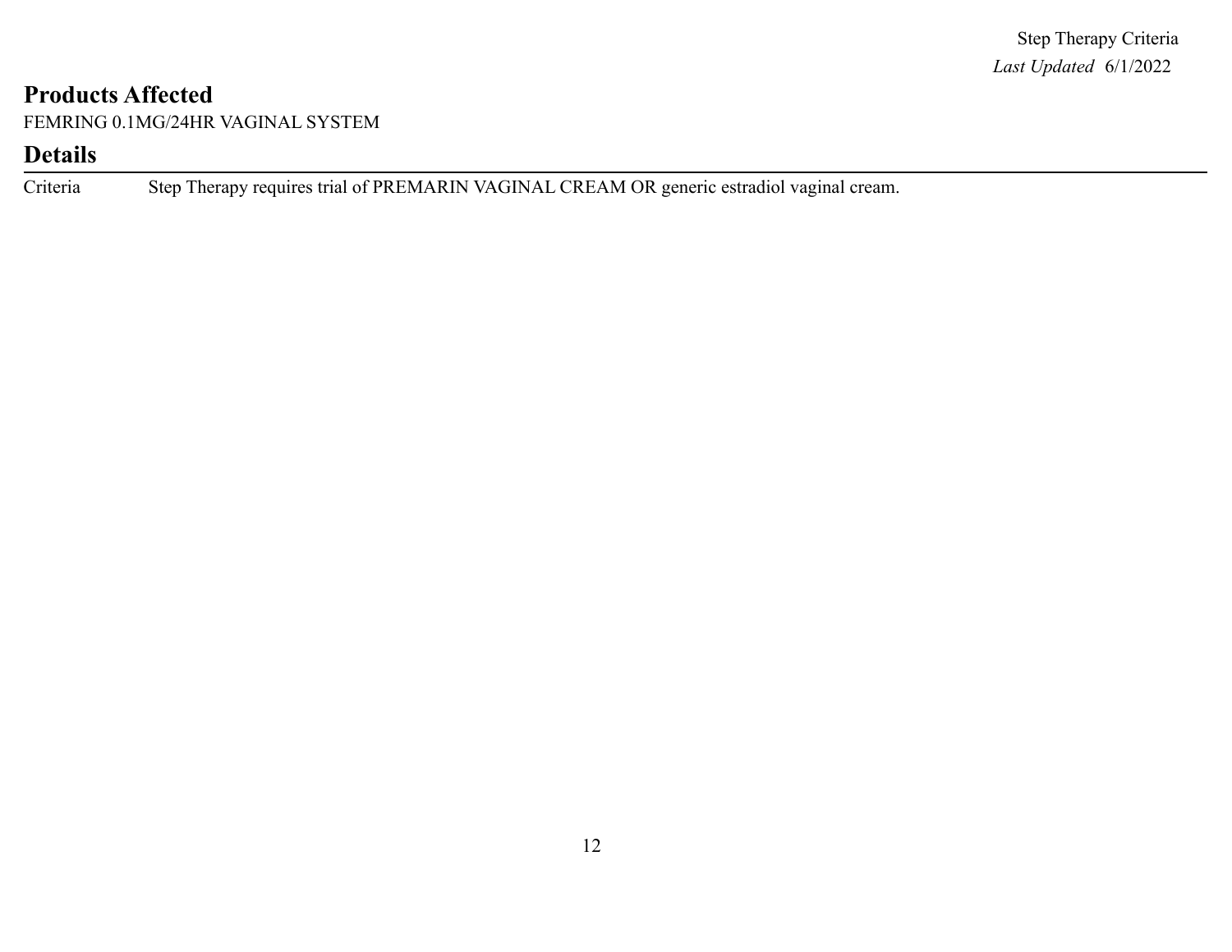## Products Affected

FEMRING 0.1MG/24HR VAGINAL SYSTEM

## Details

| | |
|---|---|
| Criteria | Step Therapy requires trial of PREMARIN VAGINAL CREAM OR generic estradiol vaginal cream. |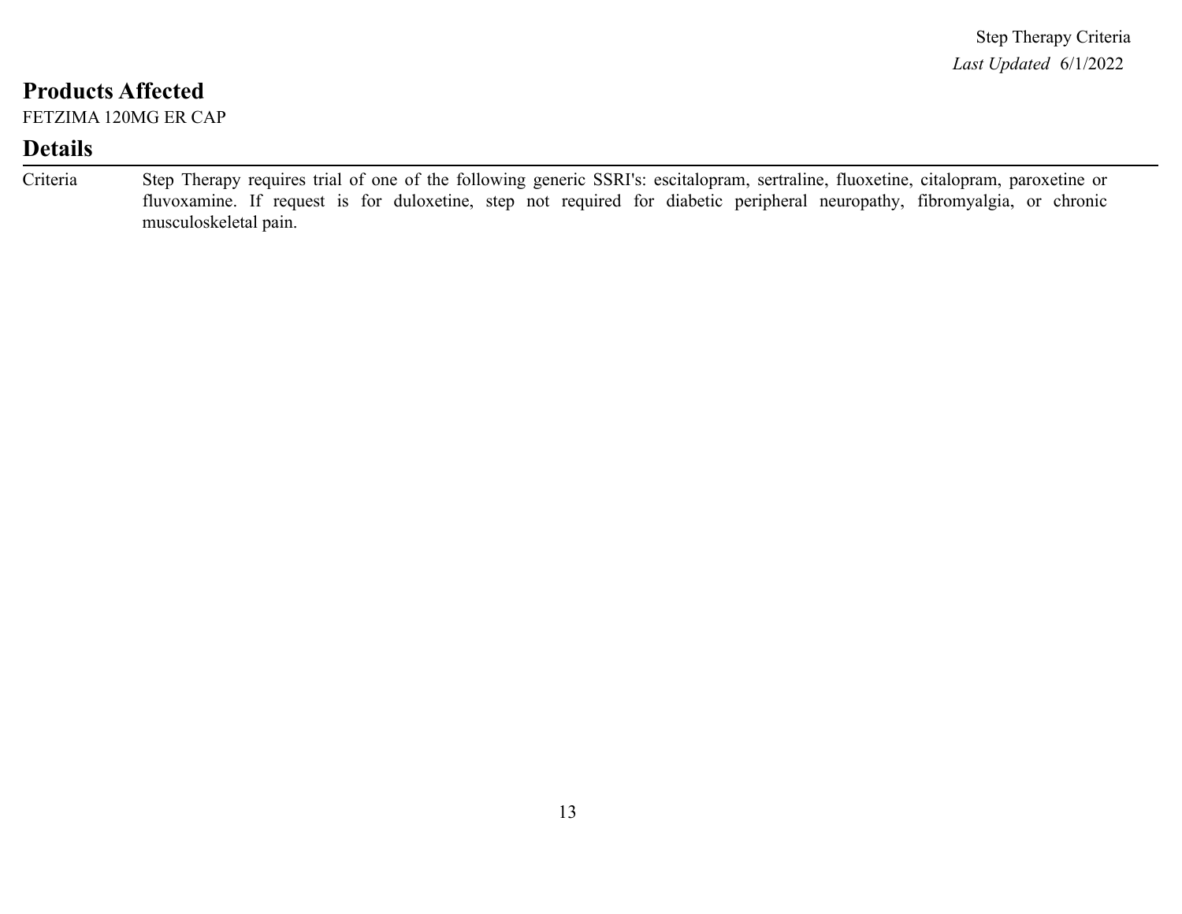## Products Affected

FETZIMA 120MG ER CAP

## Details

| Criteria | Step Therapy requires trial of one of the following generic SSRI's: escitalopram, sertraline, fluoxetine, citalopram, paroxetine or fluvoxamine. If request is for duloxetine, step not required for diabetic peripheral neuropathy, fibromyalgia, or chronic musculoskeletal pain. |
|---|---|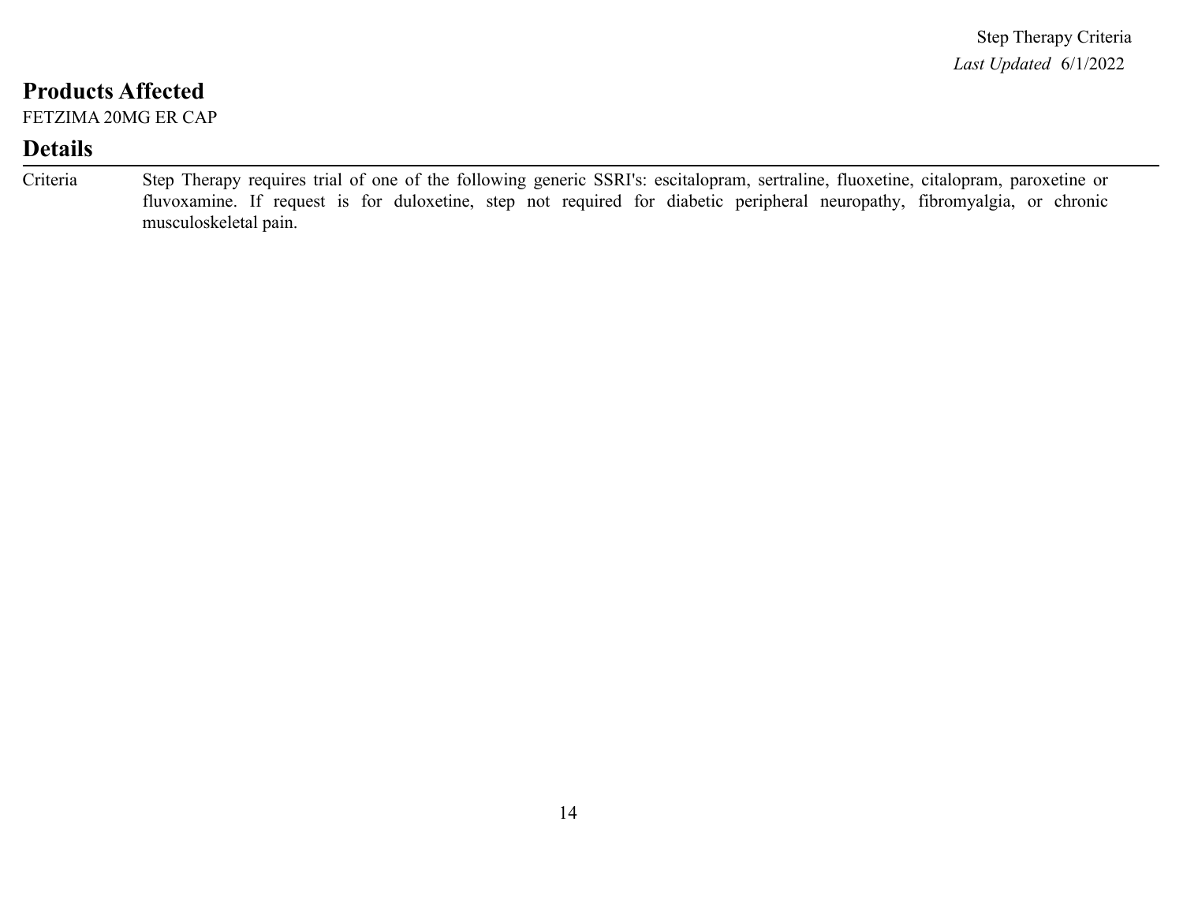## Products Affected

FETZIMA 20MG ER CAP

## Details

| | |
|---|---|
| Criteria | Step Therapy requires trial of one of the following generic SSRI's: escitalopram, sertraline, fluoxetine, citalopram, paroxetine or fluvoxamine. If request is for duloxetine, step not required for diabetic peripheral neuropathy, fibromyalgia, or chronic musculoskeletal pain. |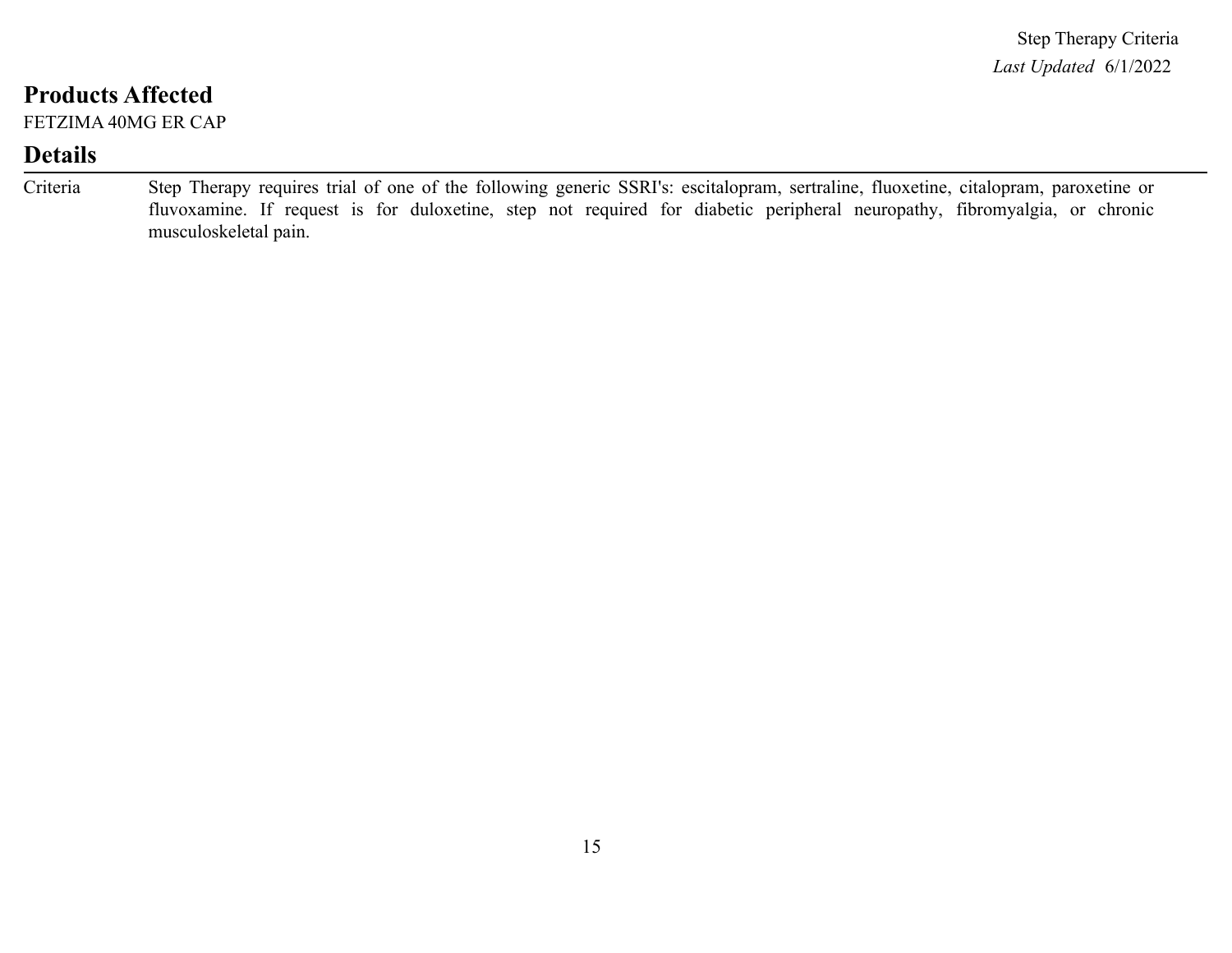## Products Affected

FETZIMA 40MG ER CAP

## Details

| Criteria | Step Therapy requires trial of one of the following generic SSRI's: escitalopram, sertraline, fluoxetine, citalopram, paroxetine or fluvoxamine. If request is for duloxetine, step not required for diabetic peripheral neuropathy, fibromyalgia, or chronic musculoskeletal pain. |
|---|---|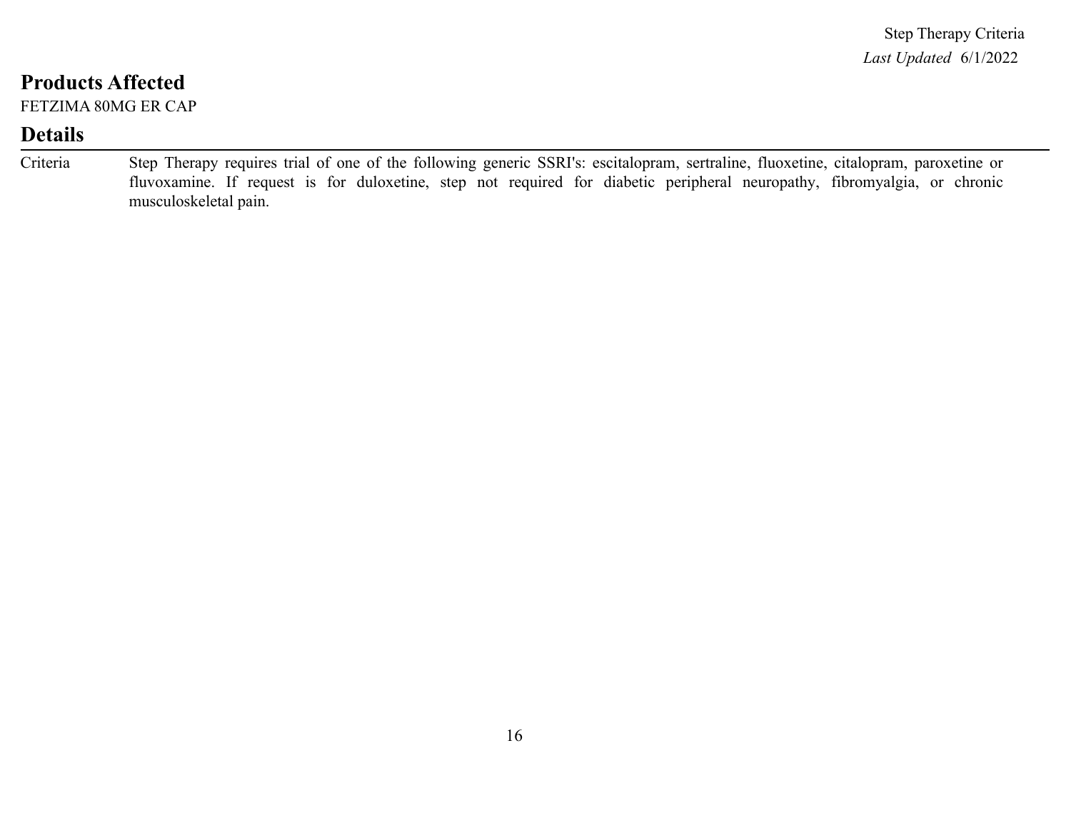## Products Affected

FETZIMA 80MG ER CAP

## Details

| | |
|---|---|
| Criteria | Step Therapy requires trial of one of the following generic SSRI's: escitalopram, sertraline, fluoxetine, citalopram, paroxetine or fluvoxamine. If request is for duloxetine, step not required for diabetic peripheral neuropathy, fibromyalgia, or chronic musculoskeletal pain. |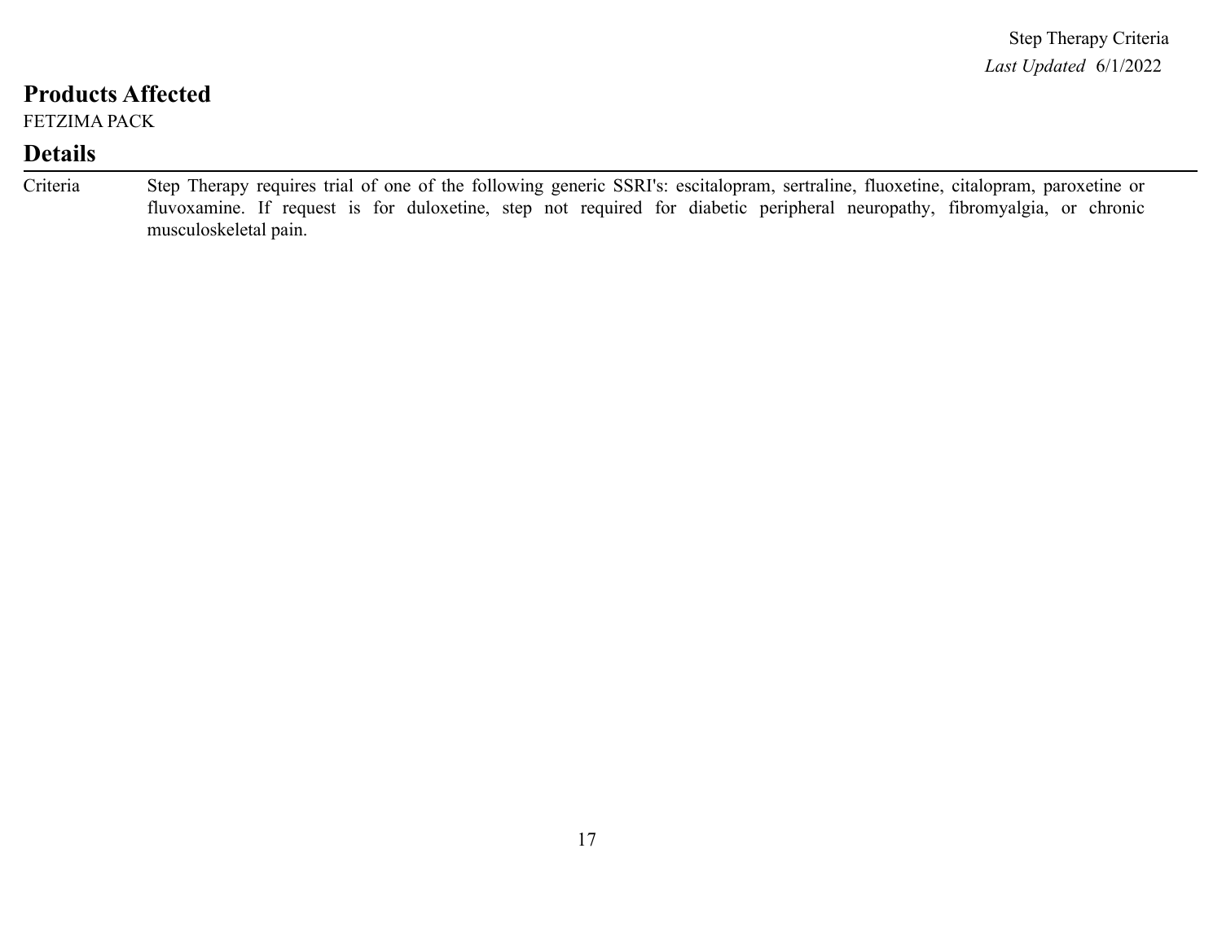## Products Affected

FETZIMA PACK

## Details

| Criteria | Step Therapy requires trial of one of the following generic SSRI's: escitalopram, sertraline, fluoxetine, citalopram, paroxetine or fluvoxamine. If request is for duloxetine, step not required for diabetic peripheral neuropathy, fibromyalgia, or chronic musculoskeletal pain. |
|---|---|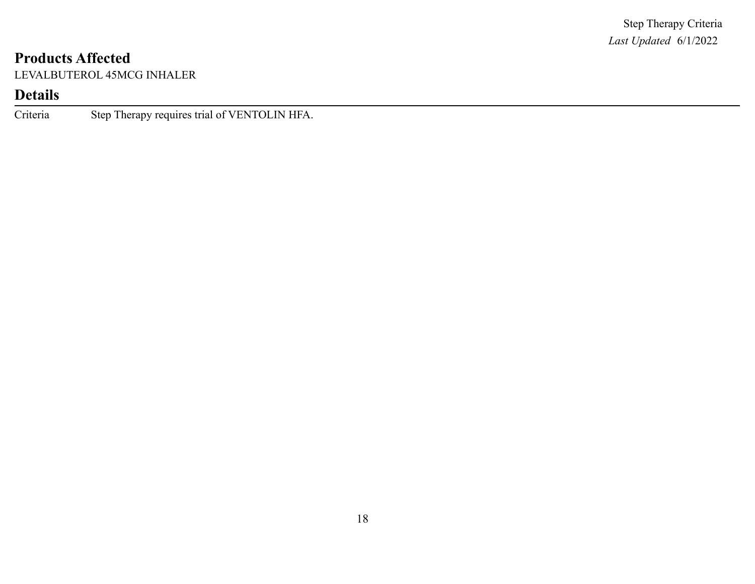## Products Affected

LEVALBUTEROL 45MCG INHALER

## Details

| | |
|---|---|
| Criteria | Step Therapy requires trial of VENTOLIN HFA. |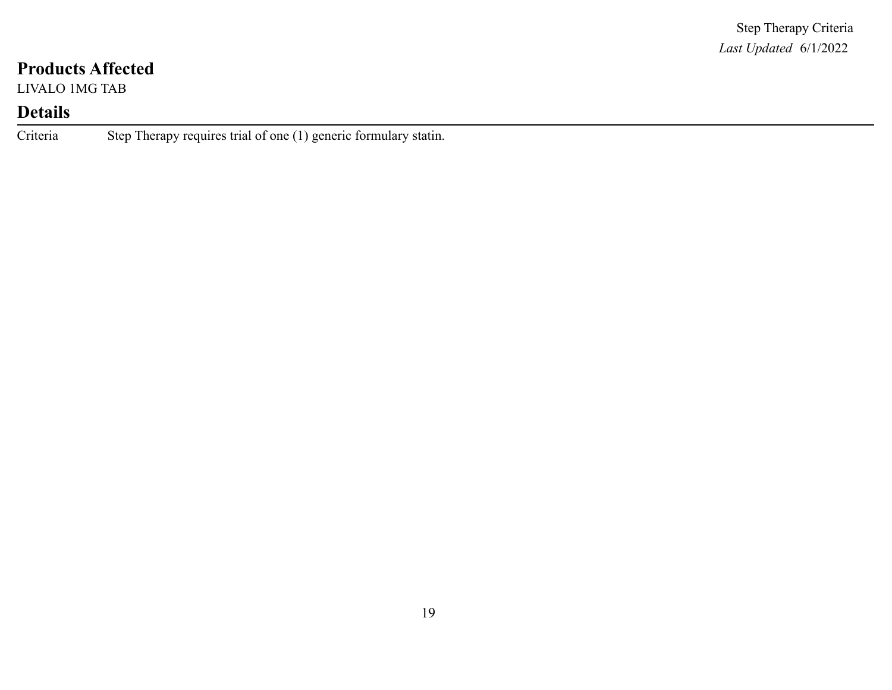## Products Affected

LIVALO 1MG TAB

## Details

| Criteria | Step Therapy requires trial of one (1) generic formulary statin. |
|---|---|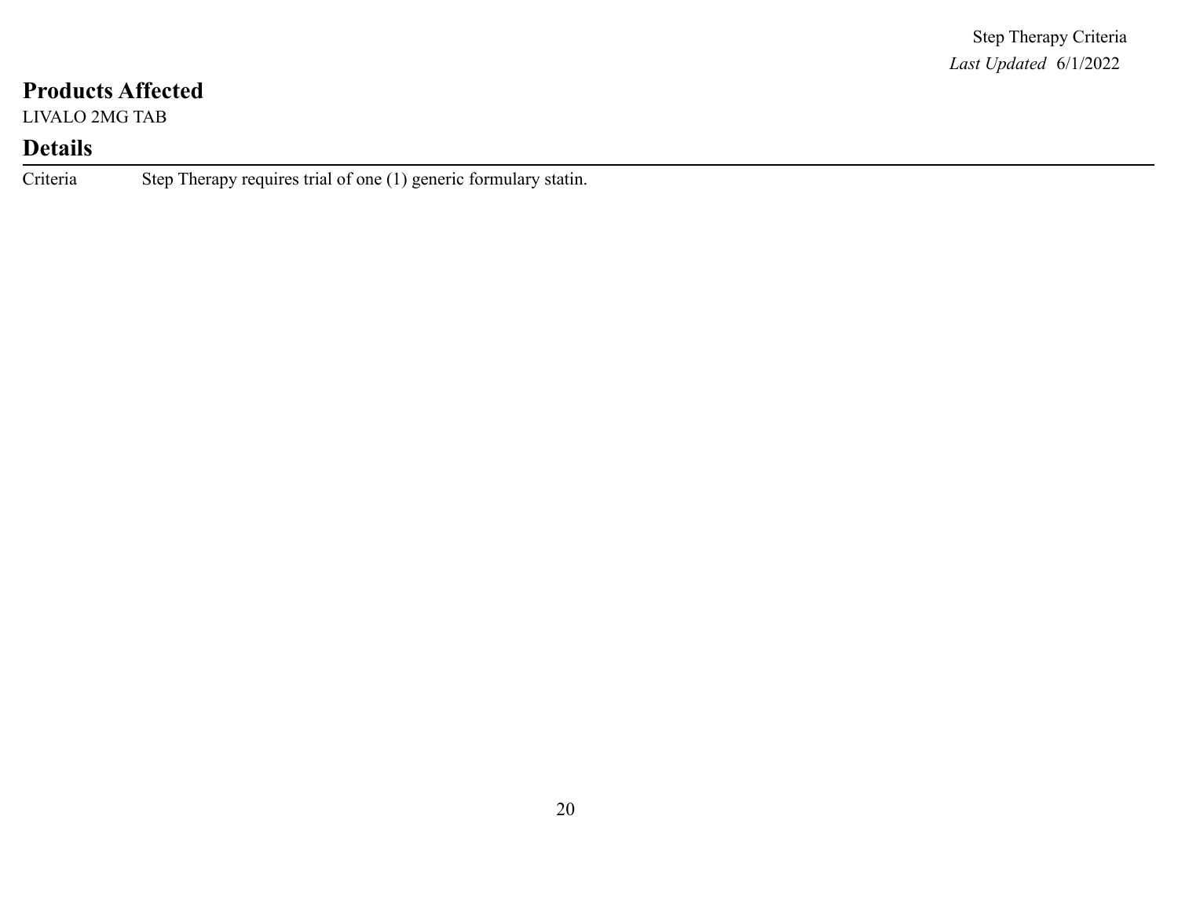## Products Affected

LIVALO 2MG TAB

## Details

| Criteria | Step Therapy requires trial of one (1) generic formulary statin. |
|---|---|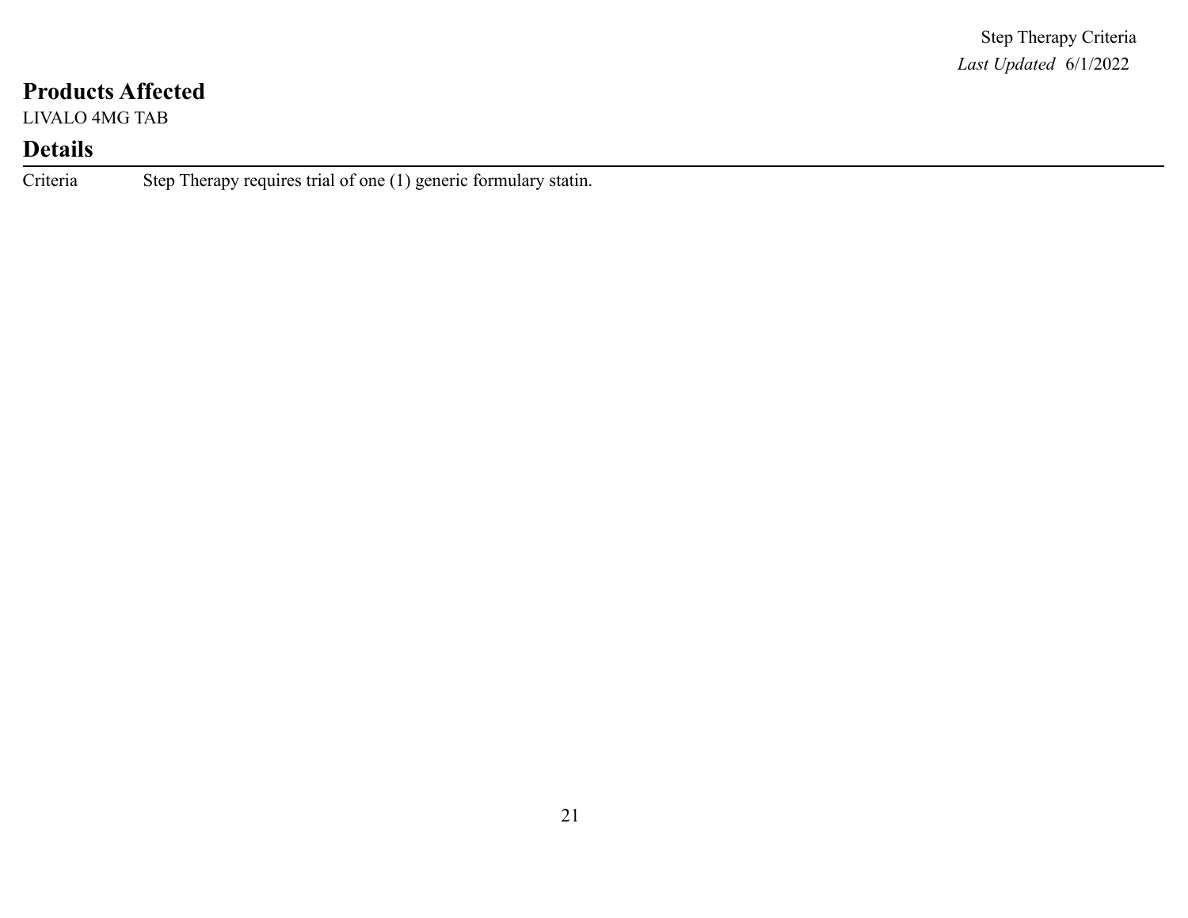## Products Affected

LIVALO 4MG TAB

## Details

| Criteria | Step Therapy requires trial of one (1) generic formulary statin. |
| --- | --- |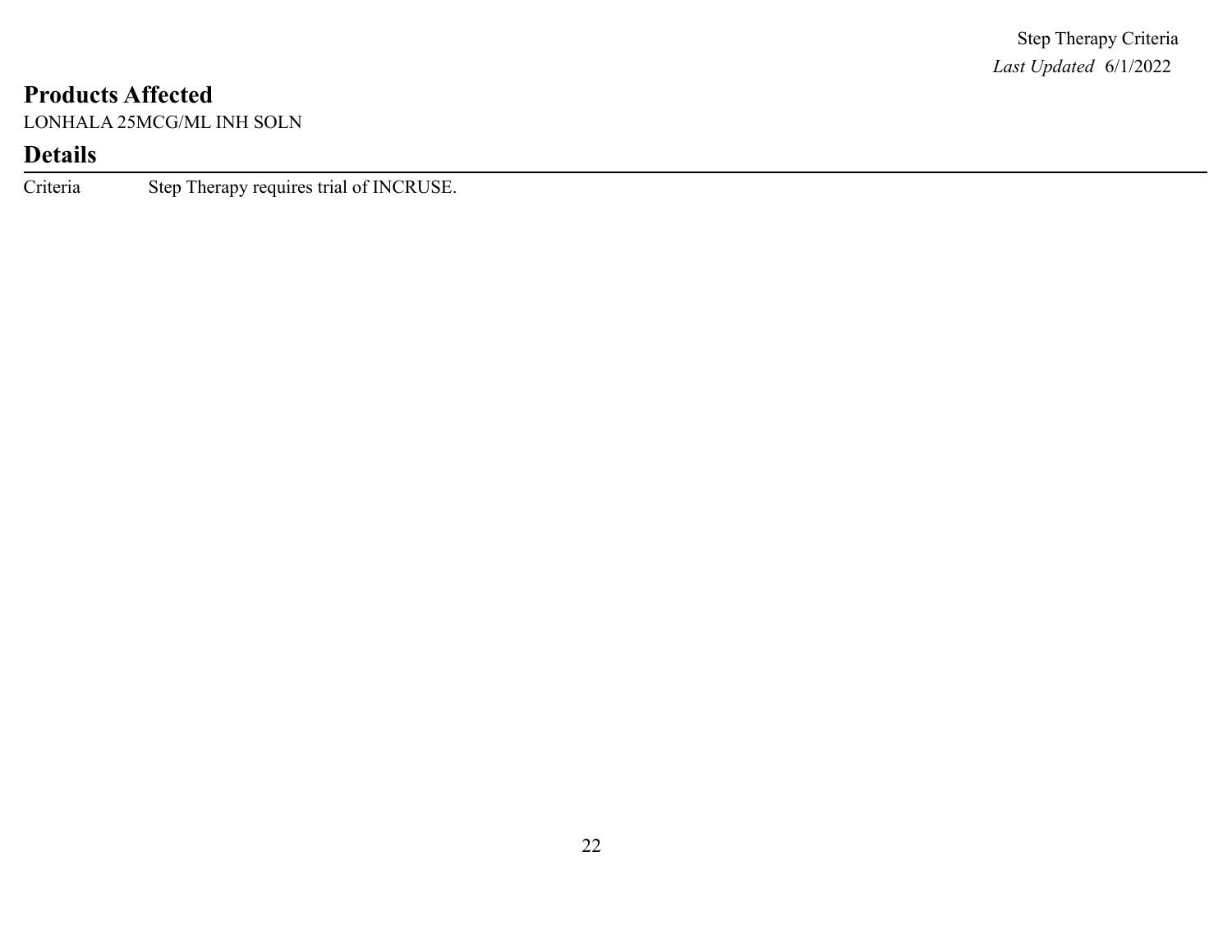## Products Affected

LONHALA 25MCG/ML INH SOLN

## Details

| Criteria | Step Therapy requires trial of INCRUSE. |
| --- | --- |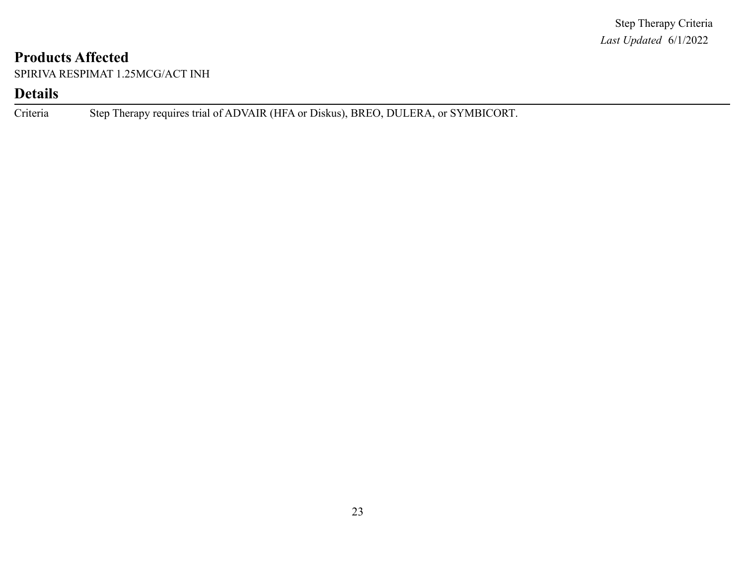## Products Affected

SPIRIVA RESPIMAT 1.25MCG/ACT INH

## Details

| Criteria | Step Therapy requires trial of ADVAIR (HFA or Diskus), BREO, DULERA, or SYMBICORT. |
|---|---|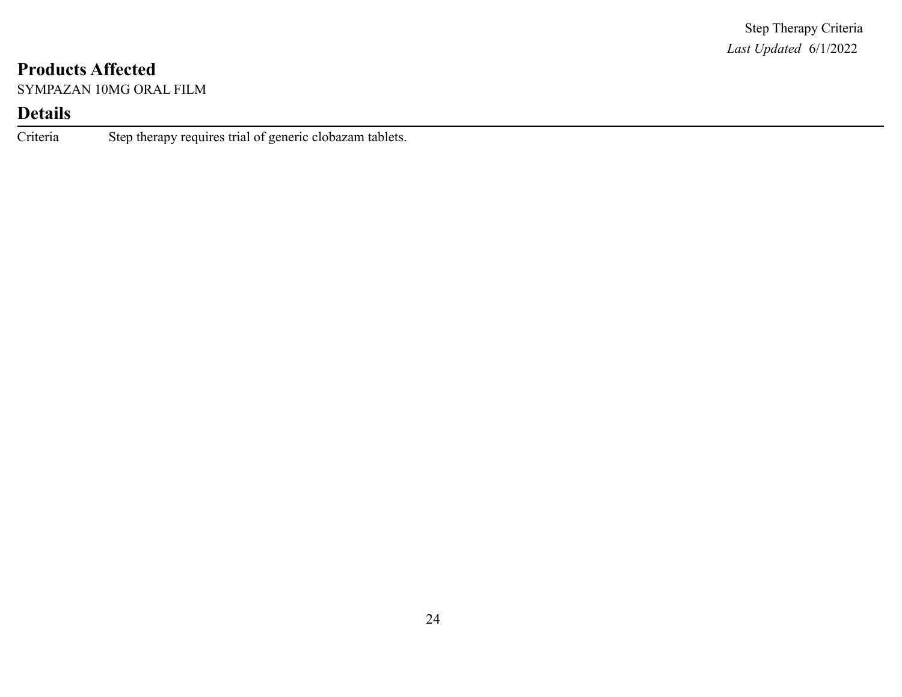## Products Affected

SYMPAZAN 10MG ORAL FILM

## Details

| Criteria | Step therapy requires trial of generic clobazam tablets. |
|---|---|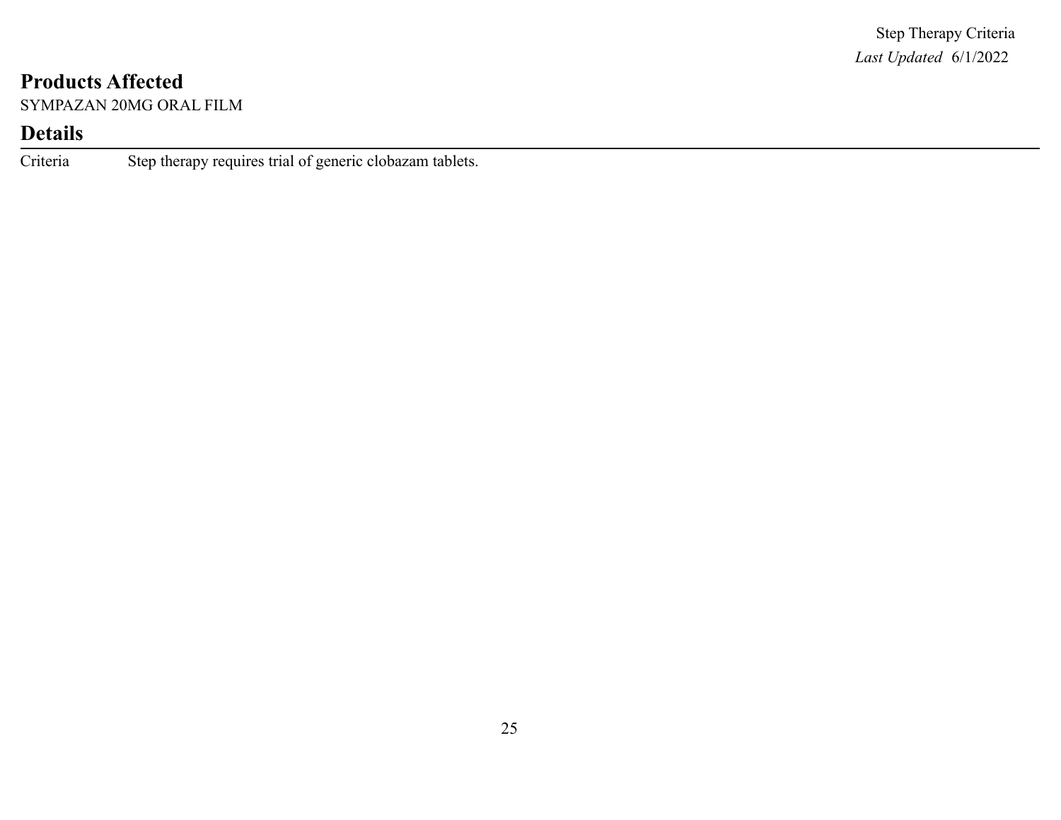## Products Affected

SYMPAZAN 20MG ORAL FILM

## Details

| Criteria | Step therapy requires trial of generic clobazam tablets. |
|---|---|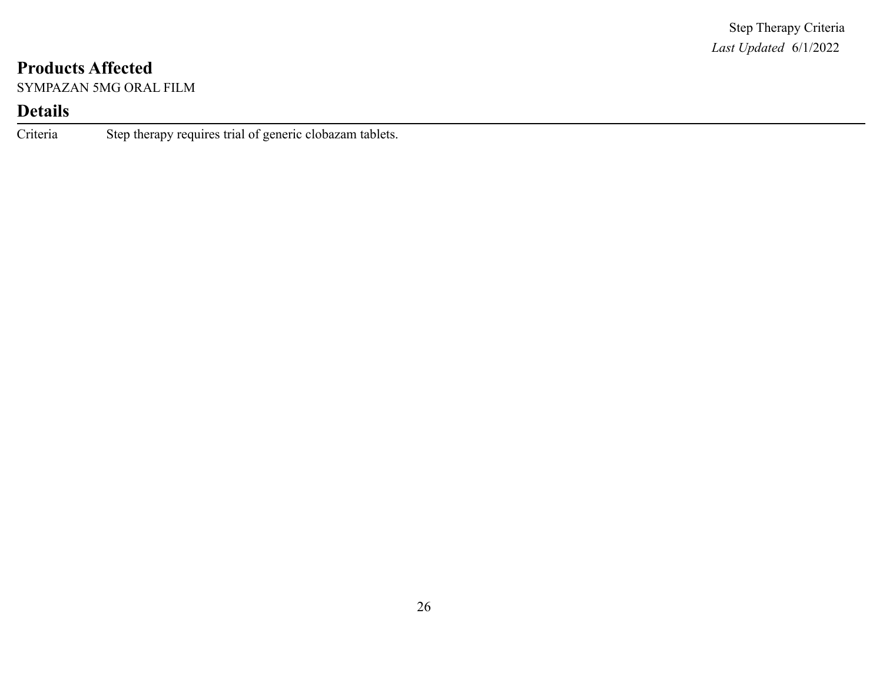## Products Affected

SYMPAZAN 5MG ORAL FILM

## Details

| Criteria | Step therapy requires trial of generic clobazam tablets. |
|---|---|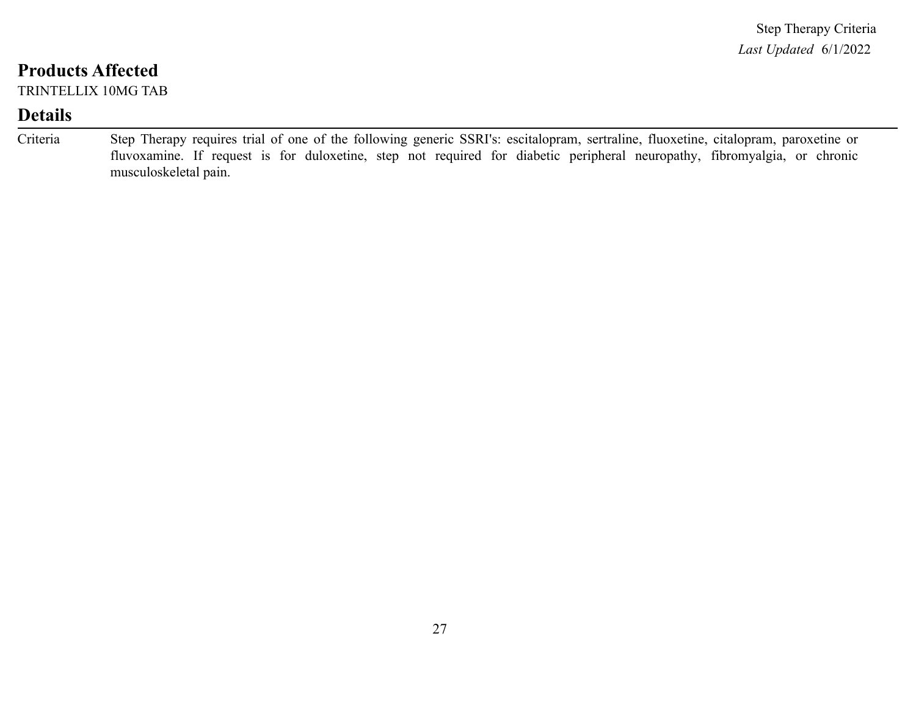## Products Affected

TRINTELLIX 10MG TAB

## Details

| Criteria | Step Therapy requires trial of one of the following generic SSRI's: escitalopram, sertraline, fluoxetine, citalopram, paroxetine or fluvoxamine. If request is for duloxetine, step not required for diabetic peripheral neuropathy, fibromyalgia, or chronic musculoskeletal pain. |
| --- | --- |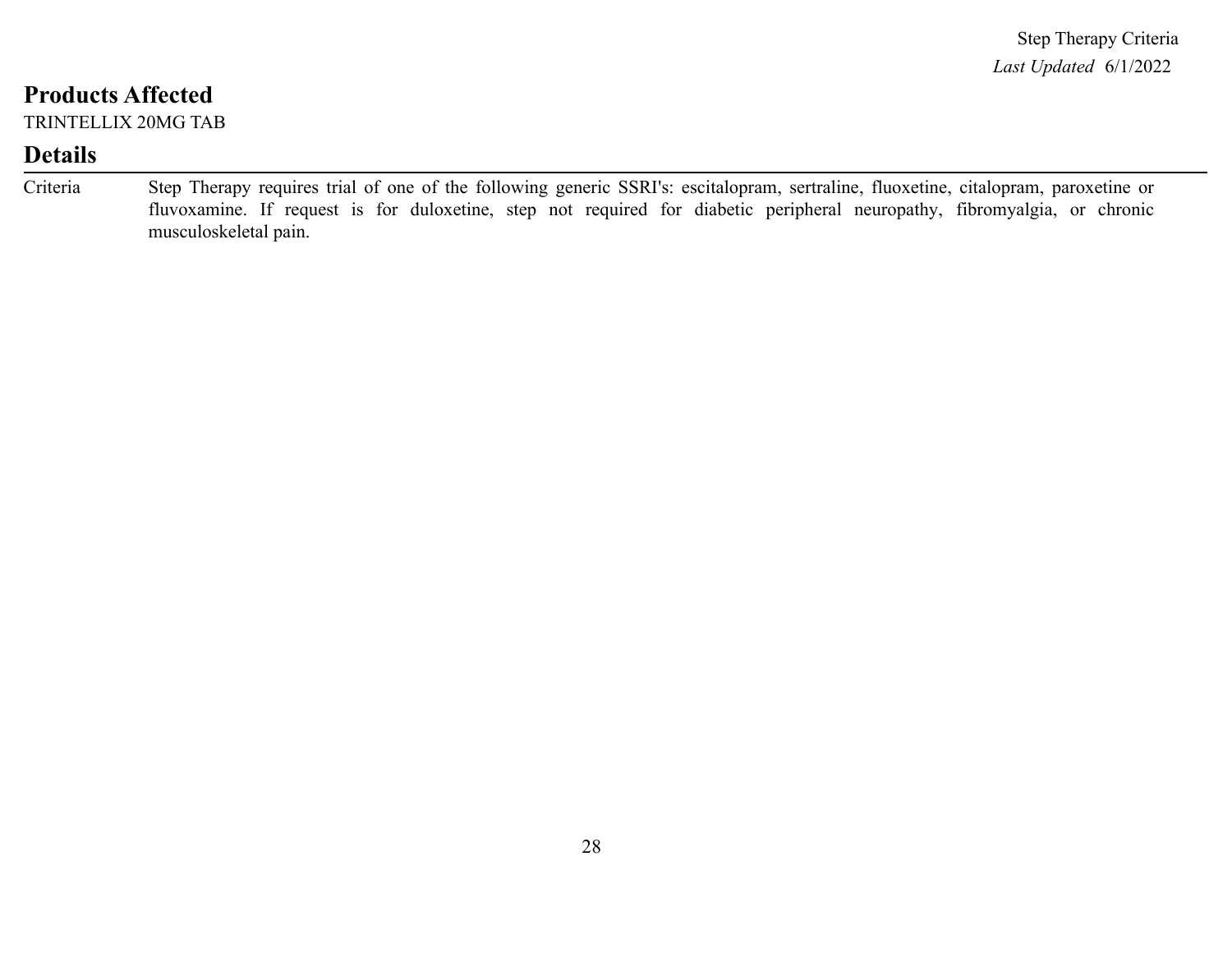## Products Affected

TRINTELLIX 20MG TAB

## Details

| | |
|---|---|
| Criteria | Step Therapy requires trial of one of the following generic SSRI's: escitalopram, sertraline, fluoxetine, citalopram, paroxetine or fluvoxamine. If request is for duloxetine, step not required for diabetic peripheral neuropathy, fibromyalgia, or chronic musculoskeletal pain. |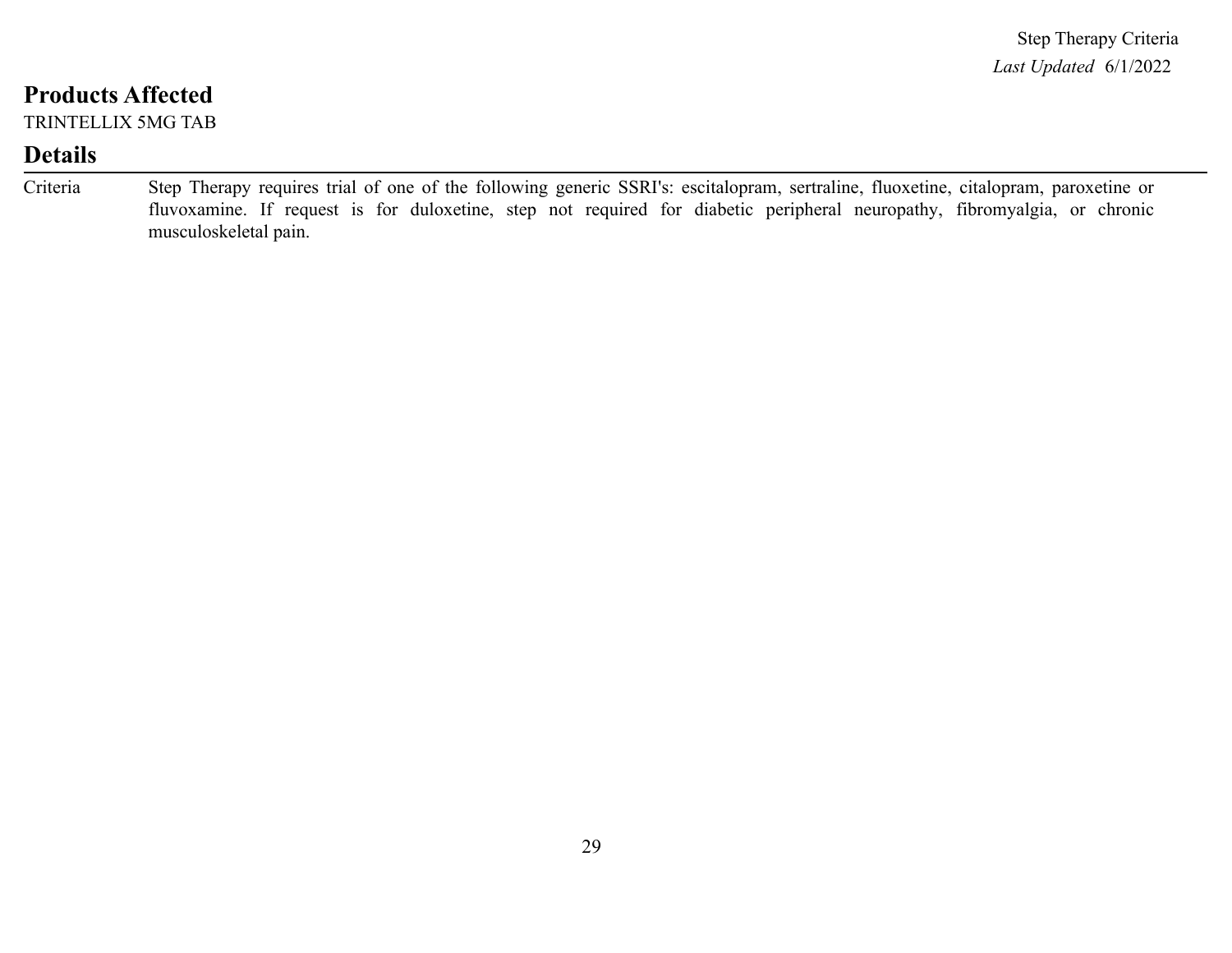## Products Affected

TRINTELLIX 5MG TAB

## Details

| | |
|---|---|
| Criteria | Step Therapy requires trial of one of the following generic SSRI's: escitalopram, sertraline, fluoxetine, citalopram, paroxetine or fluvoxamine. If request is for duloxetine, step not required for diabetic peripheral neuropathy, fibromyalgia, or chronic musculoskeletal pain. |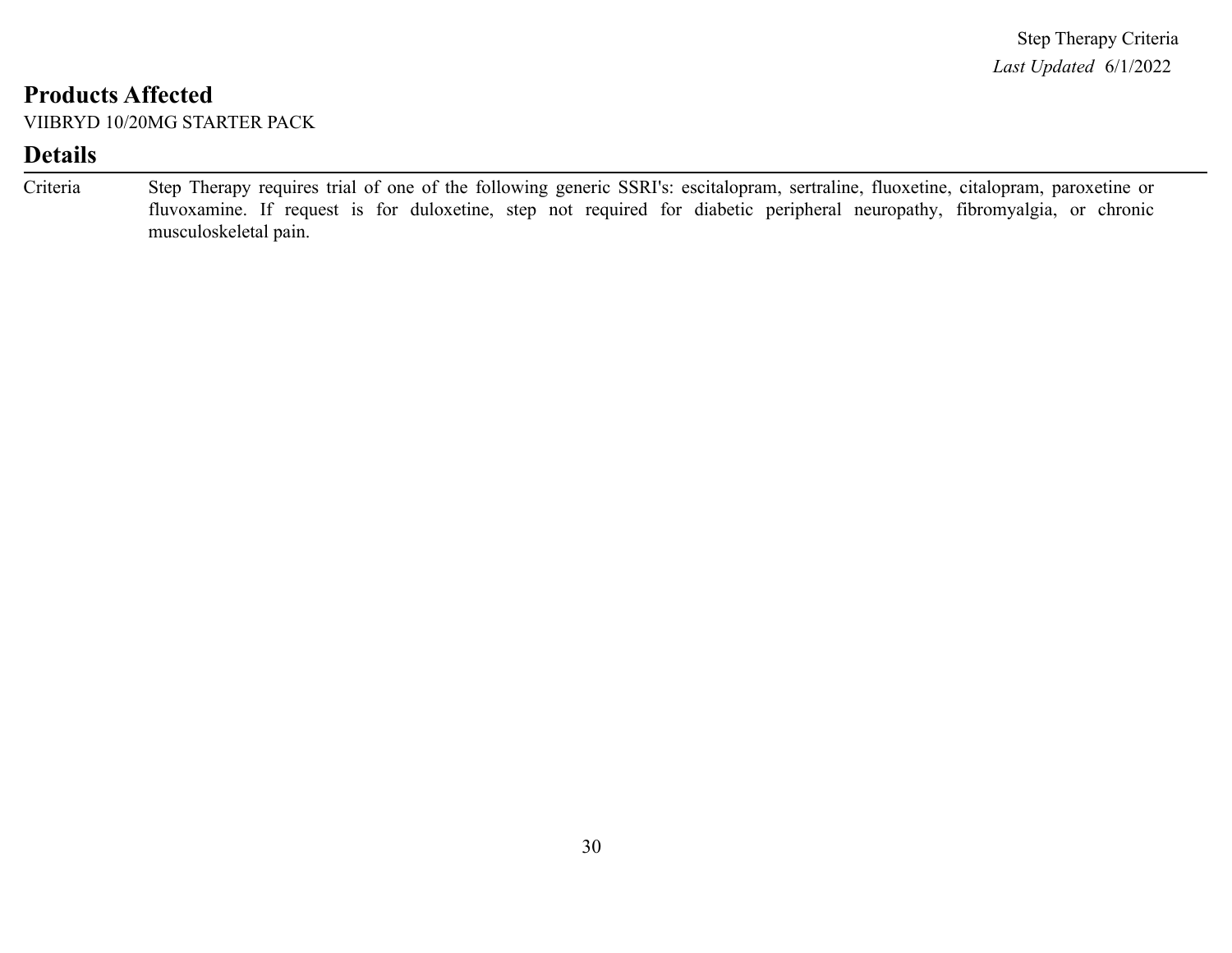## Products Affected

VIIBRYD 10/20MG STARTER PACK

## Details

| | |
|---|---|
| Criteria | Step Therapy requires trial of one of the following generic SSRI's: escitalopram, sertraline, fluoxetine, citalopram, paroxetine or fluvoxamine. If request is for duloxetine, step not required for diabetic peripheral neuropathy, fibromyalgia, or chronic musculoskeletal pain. |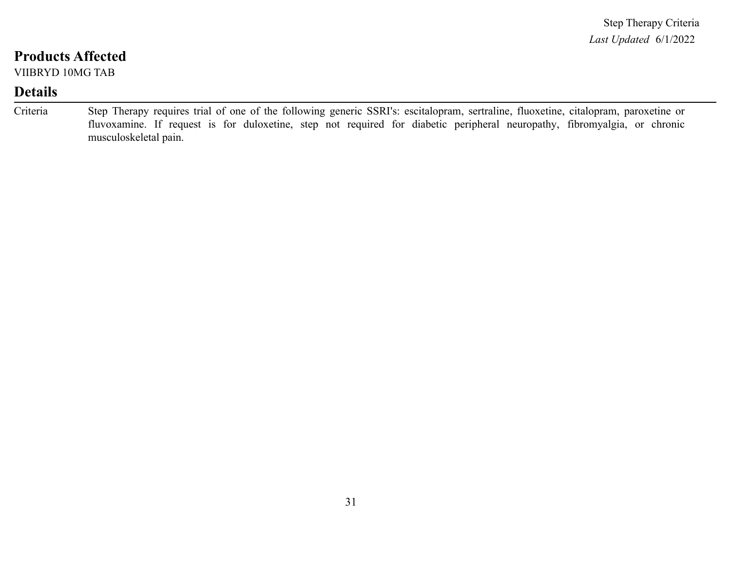## Products Affected

VIIBRYD 10MG TAB

## Details

| | |
|---|---|
| Criteria | Step Therapy requires trial of one of the following generic SSRI's: escitalopram, sertraline, fluoxetine, citalopram, paroxetine or fluvoxamine. If request is for duloxetine, step not required for diabetic peripheral neuropathy, fibromyalgia, or chronic musculoskeletal pain. |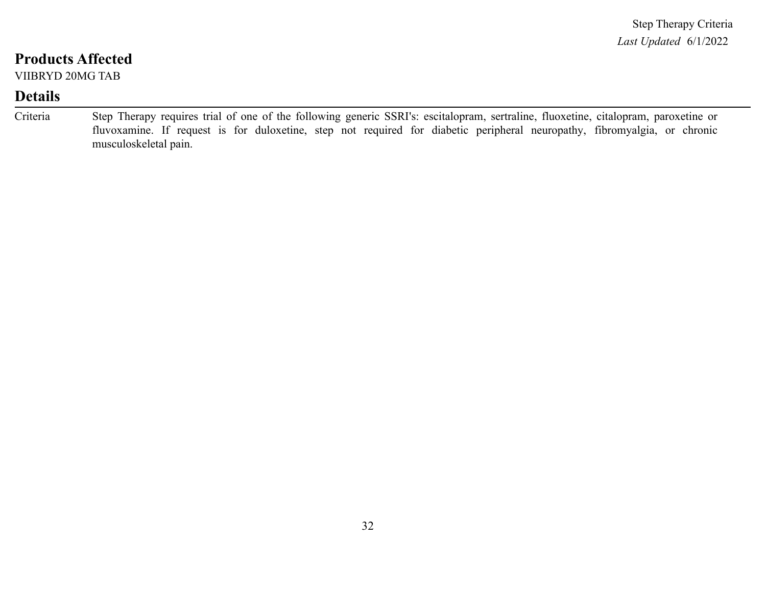## Products Affected

VIIBRYD 20MG TAB

## Details

| | |
|---|---|
| Criteria | Step Therapy requires trial of one of the following generic SSRI's: escitalopram, sertraline, fluoxetine, citalopram, paroxetine or fluvoxamine. If request is for duloxetine, step not required for diabetic peripheral neuropathy, fibromyalgia, or chronic musculoskeletal pain. |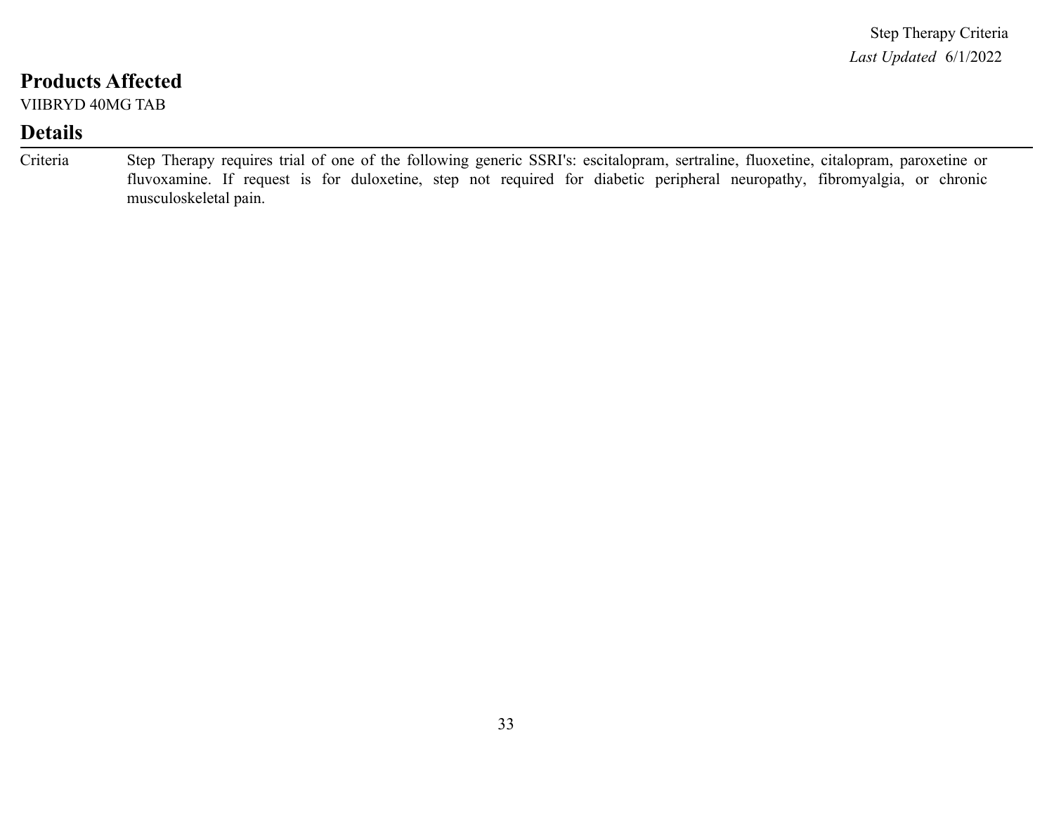## Products Affected

VIIBRYD 40MG TAB

## Details

| | |
|---|---|
| Criteria | Step Therapy requires trial of one of the following generic SSRI's: escitalopram, sertraline, fluoxetine, citalopram, paroxetine or fluvoxamine. If request is for duloxetine, step not required for diabetic peripheral neuropathy, fibromyalgia, or chronic musculoskeletal pain. |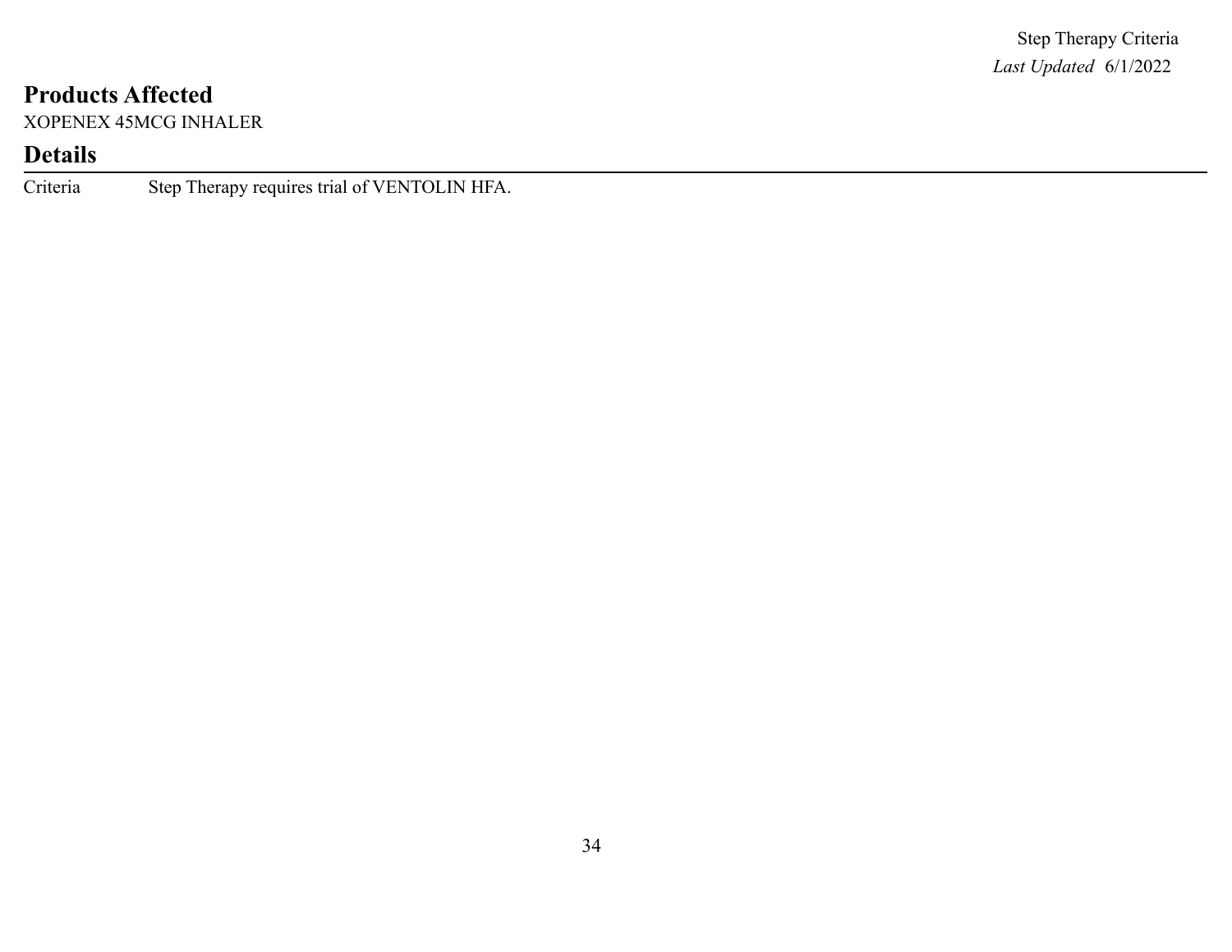## Products Affected

XOPENEX 45MCG INHALER

## Details

| Criteria | Step Therapy requires trial of VENTOLIN HFA. |
|---|---|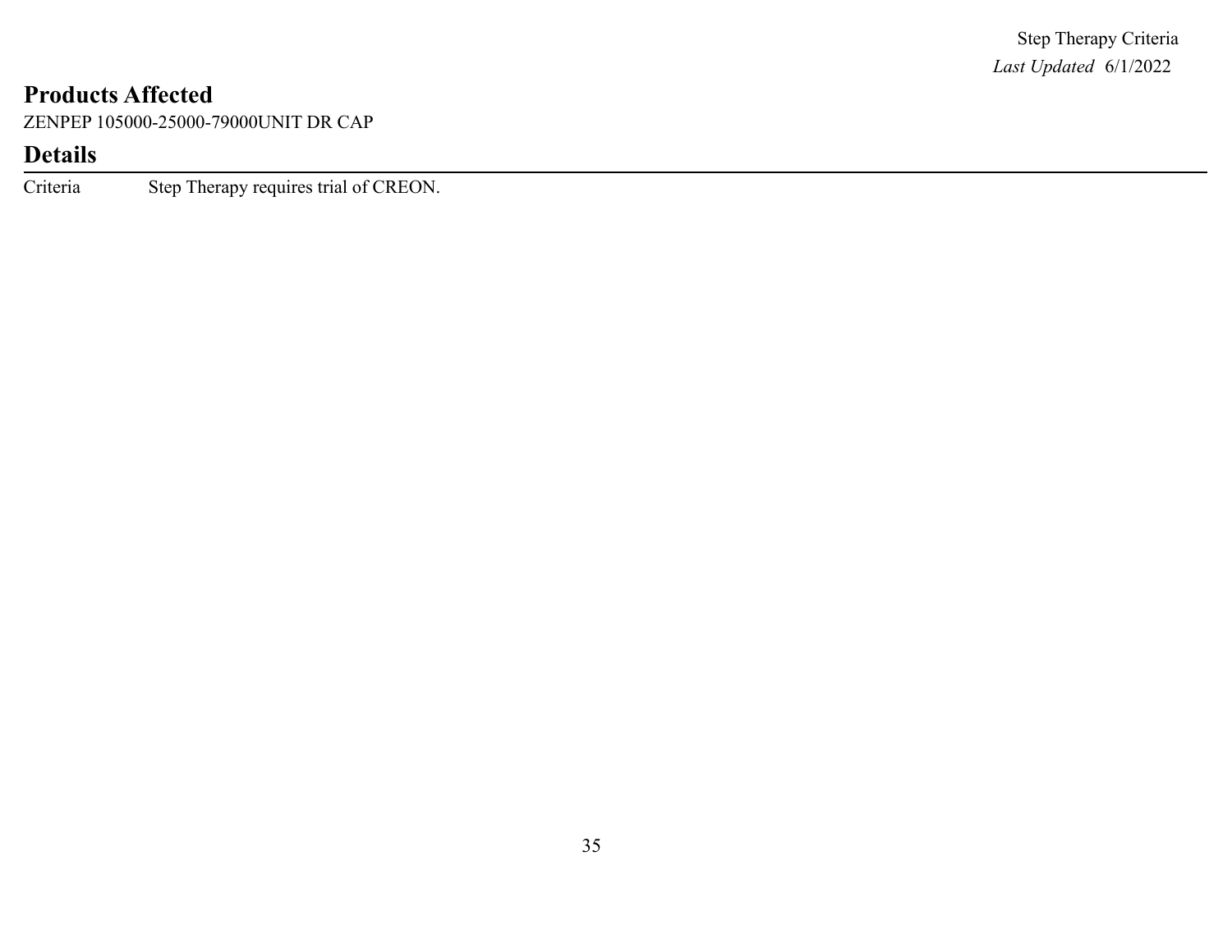## Products Affected

ZENPEP 105000-25000-79000UNIT DR CAP

## Details

| | |
|---|---|
| Criteria | Step Therapy requires trial of CREON. |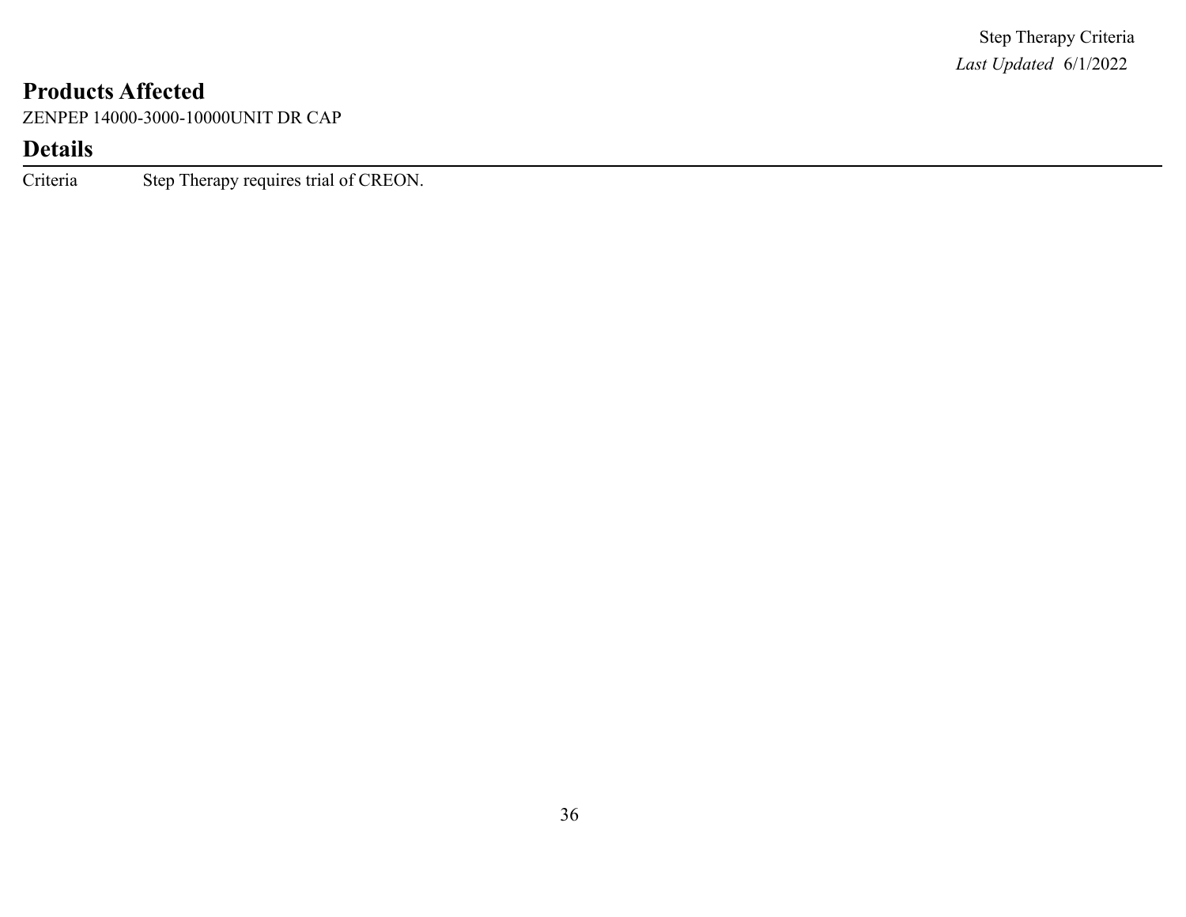## Products Affected

ZENPEP 14000-3000-10000UNIT DR CAP

## Details

| Criteria | Step Therapy requires trial of CREON. |
|---|---|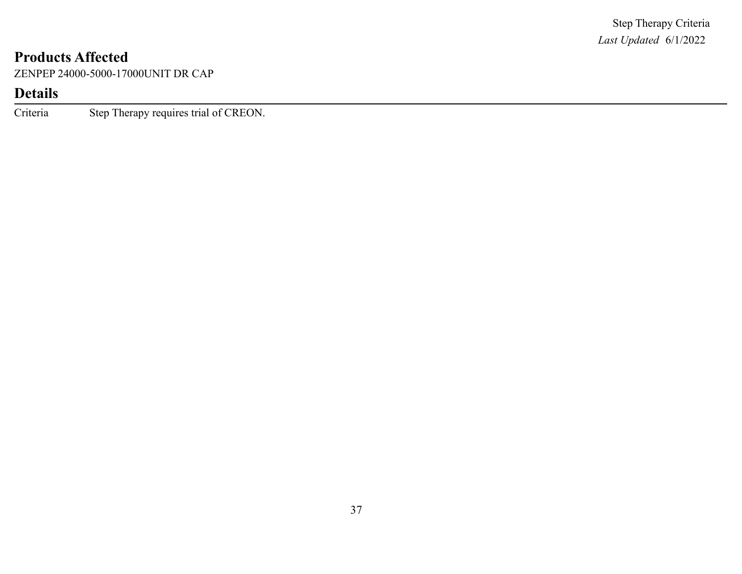## Products Affected

ZENPEP 24000-5000-17000UNIT DR CAP

## Details

| Criteria | Step Therapy requires trial of CREON. |
|---|---|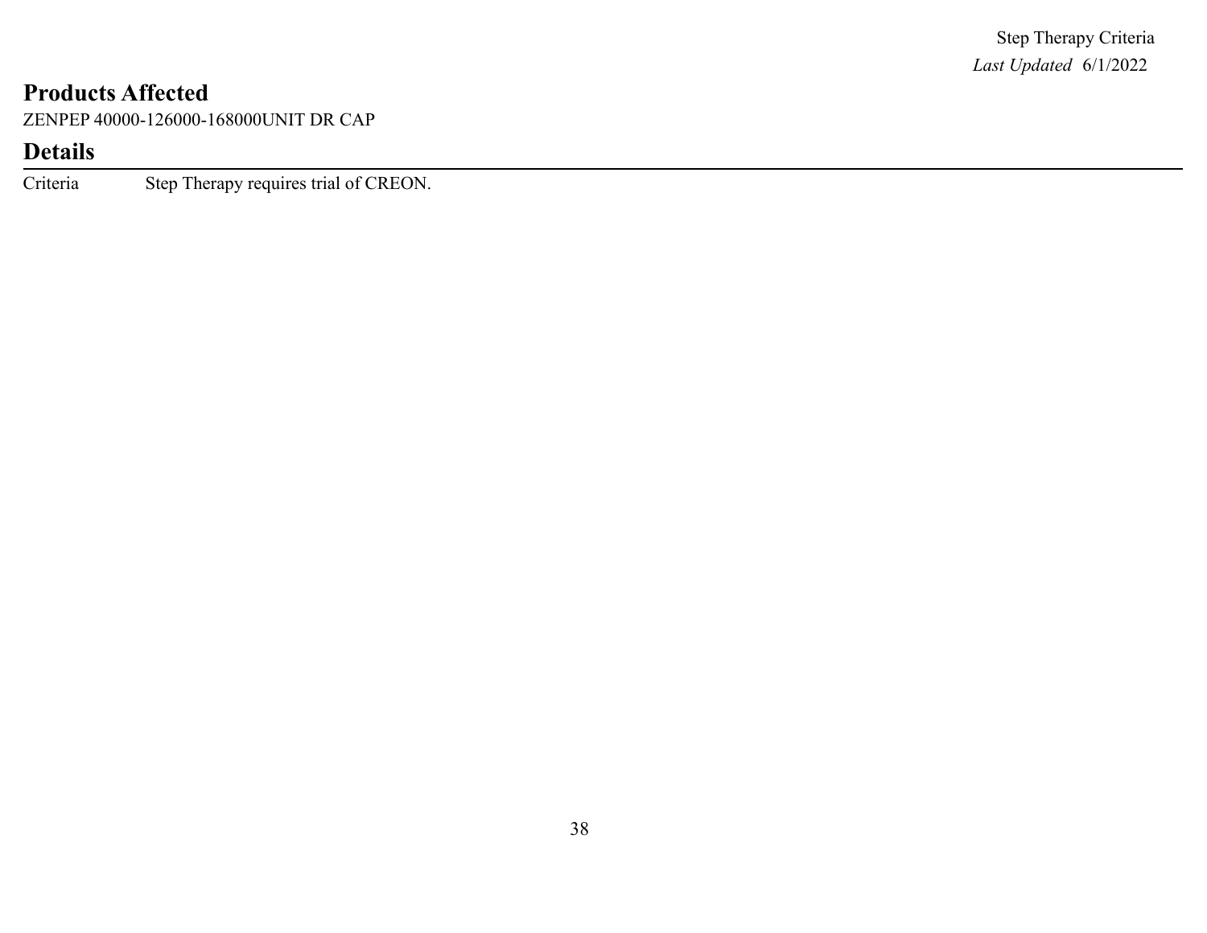## Products Affected

ZENPEP 40000-126000-168000UNIT DR CAP

## Details

| | |
|---|---|
| Criteria | Step Therapy requires trial of CREON. |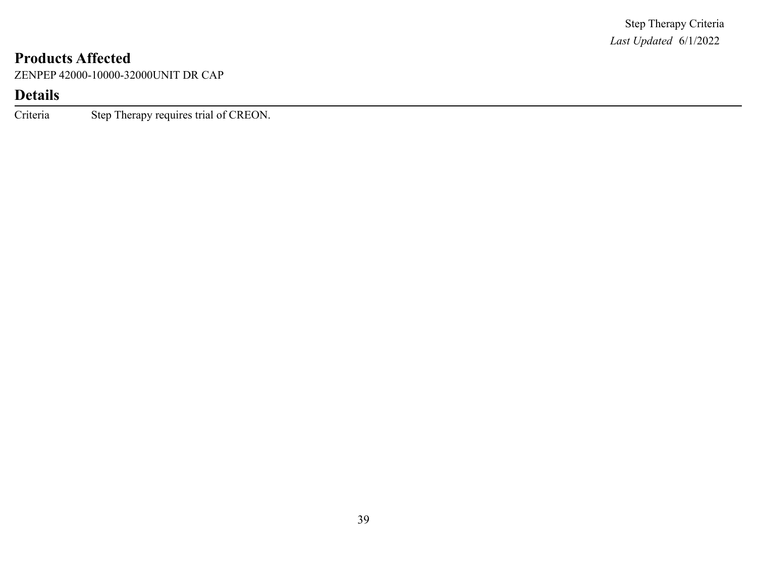## Products Affected

ZENPEP 42000-10000-32000UNIT DR CAP

## Details

| Criteria | Step Therapy requires trial of CREON. |
| --- | --- |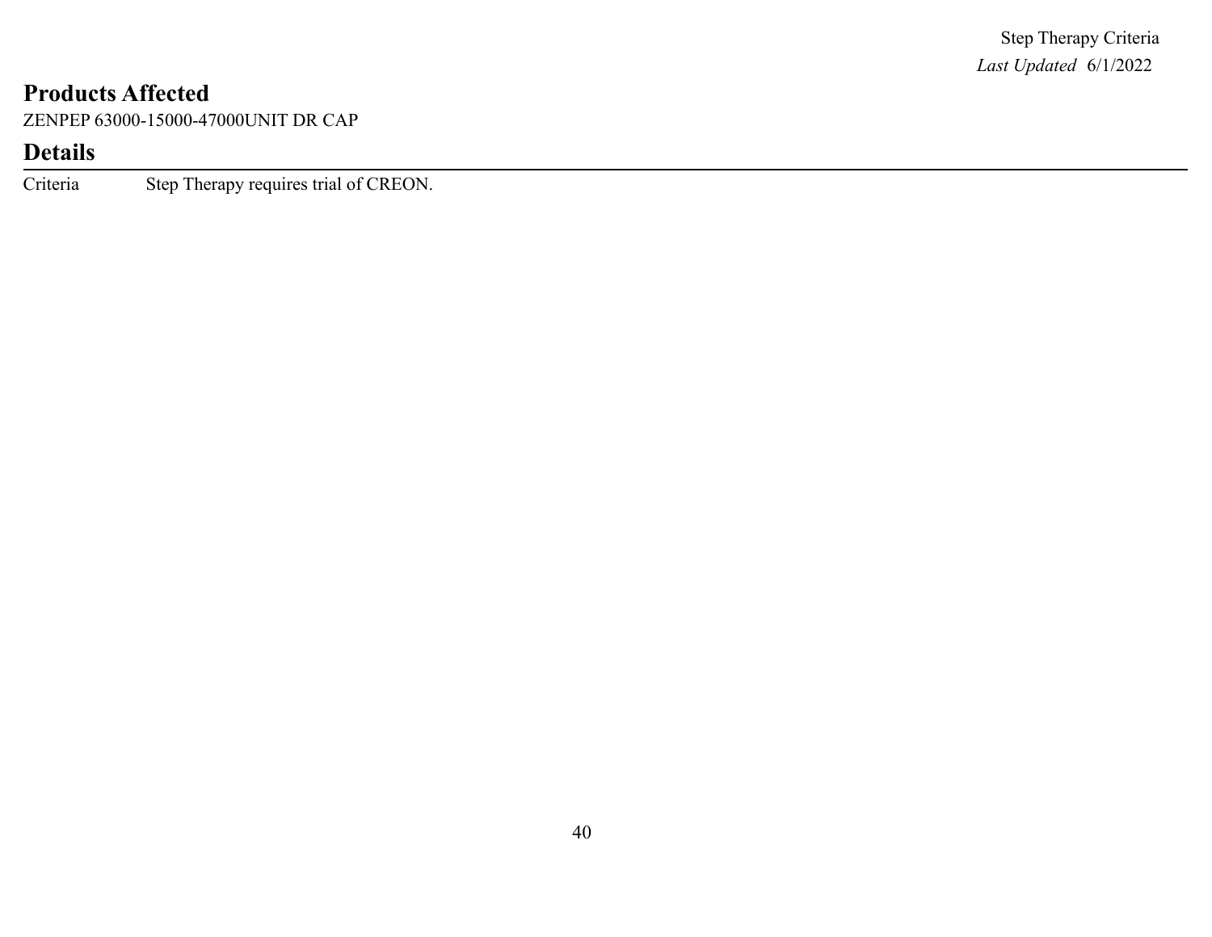## Products Affected

ZENPEP 63000-15000-47000UNIT DR CAP

## Details

| | |
|---|---|
| Criteria | Step Therapy requires trial of CREON. |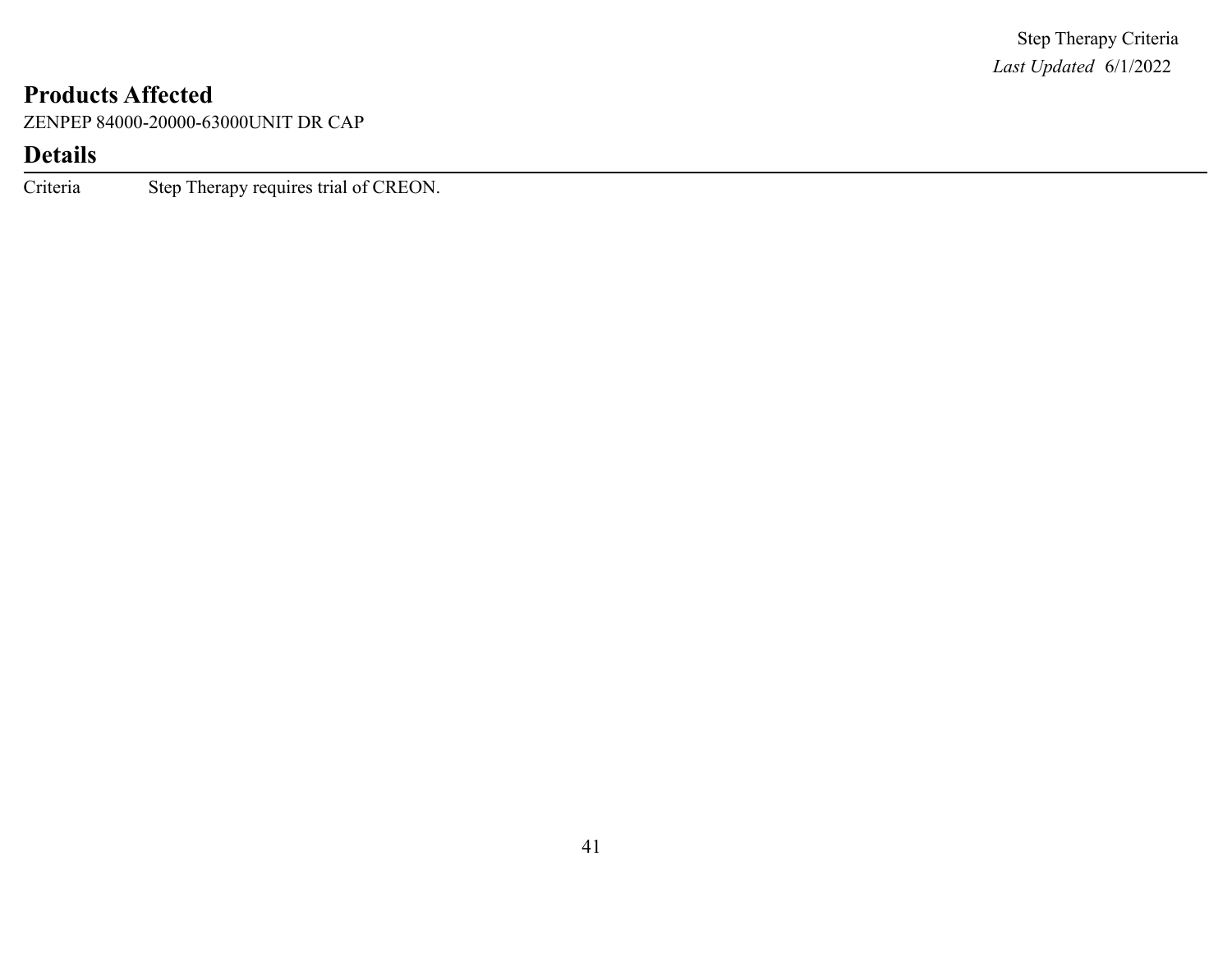## Products Affected

ZENPEP 84000-20000-63000UNIT DR CAP

## Details

| | |
|---|---|
| Criteria | Step Therapy requires trial of CREON. |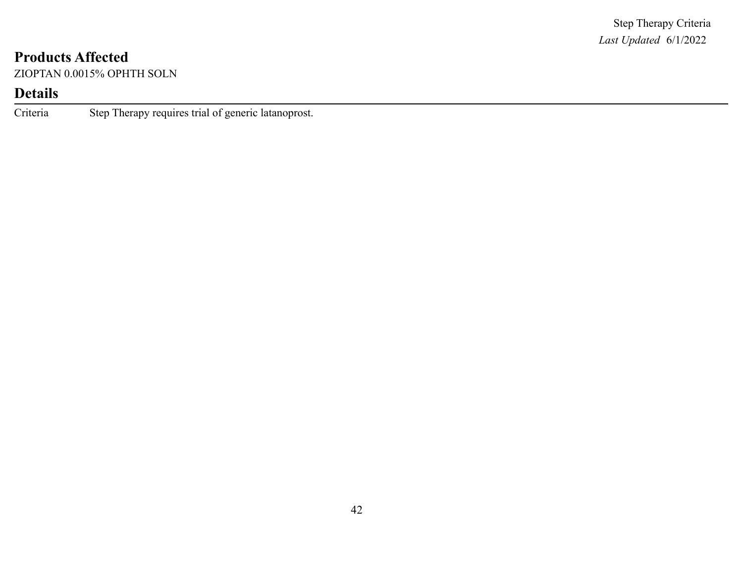## Products Affected

ZIOPTAN 0.0015% OPHTH SOLN

## Details

| | |
|---|---|
| Criteria | Step Therapy requires trial of generic latanoprost. |